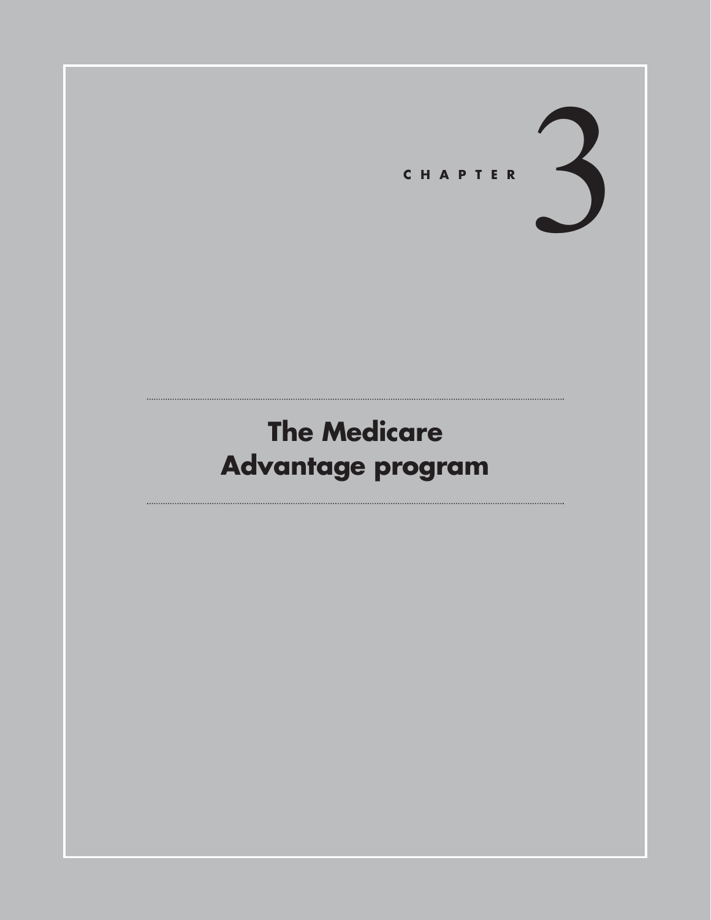CHAPTER 3

# The Medicare Advantage program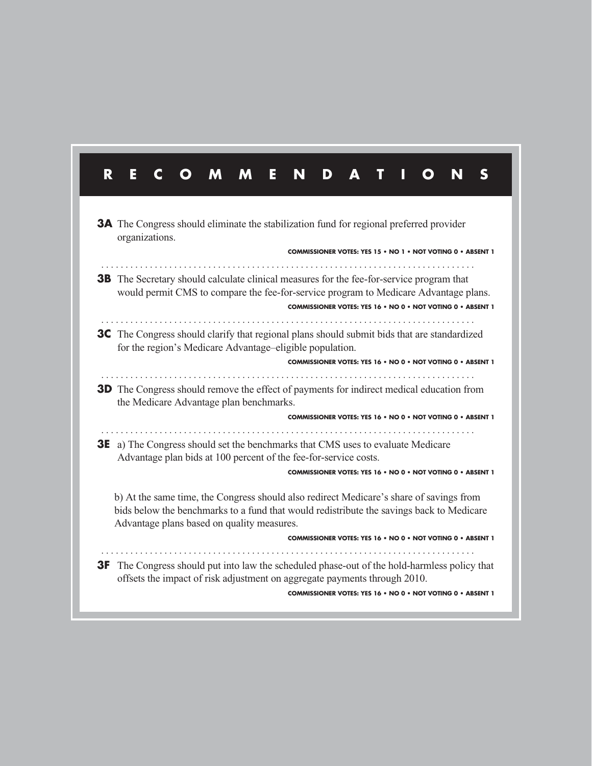# RECOMMENDATIONS

**3A** The Congress should eliminate the stabilization fund for regional preferred provider organizations.

**COMMISSIONER VOTES: YES 15 • NO 1 • NOT VOTING 0 • ABSENT 1**

**3B** The Secretary should calculate clinical measures for the fee-for-service program that would permit CMS to compare the fee-for-service program to Medicare Advantage plans.

**COMMISSIONER VOTES: YES 16 • NO 0 • NOT VOTING 0 • ABSENT 1**

**3C** The Congress should clarify that regional plans should submit bids that are standardized for the region's Medicare Advantage–eligible population.

**COMMISSIONER VOTES: YES 16 • NO 0 • NOT VOTING 0 • ABSENT 1**

**3D** The Congress should remove the effect of payments for indirect medical education from the Medicare Advantage plan benchmarks.

**COMMISSIONER VOTES: YES 16 • NO 0 • NOT VOTING 0 • ABSENT 1**

**3E** a) The Congress should set the benchmarks that CMS uses to evaluate Medicare Advantage plan bids at 100 percent of the fee-for-service costs.

**COMMISSIONER VOTES: YES 16 • NO 0 • NOT VOTING 0 • ABSENT 1**

b) At the same time, the Congress should also redirect Medicare's share of savings from bids below the benchmarks to a fund that would redistribute the savings back to Medicare Advantage plans based on quality measures.

**COMMISSIONER VOTES: YES 16 • NO 0 • NOT VOTING 0 • ABSENT 1**

**3F** The Congress should put into law the scheduled phase-out of the hold-harmless policy that offsets the impact of risk adjustment on aggregate payments through 2010.

**COMMISSIONER VOTES: YES 16 • NO 0 • NOT VOTING 0 • ABSENT 1**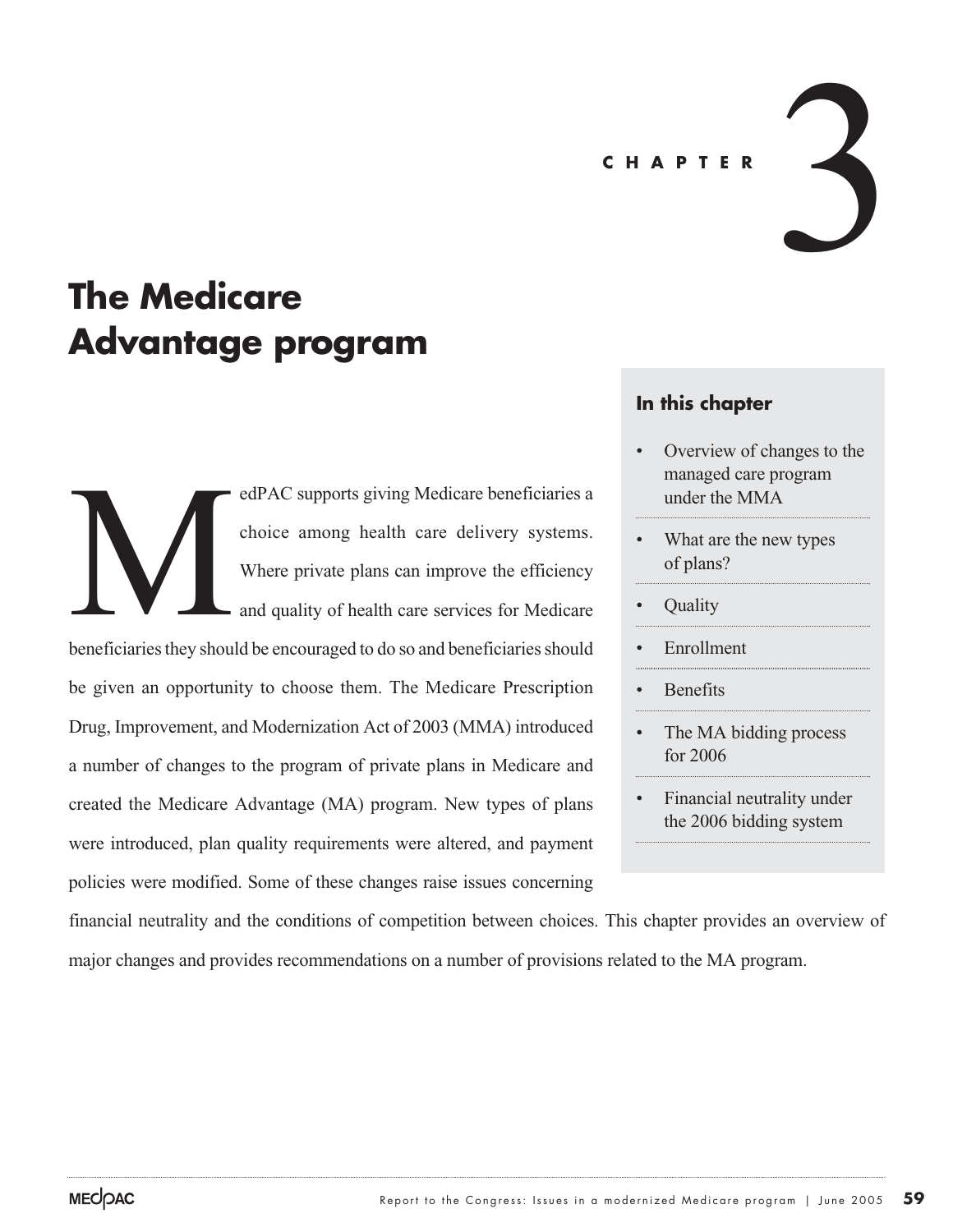# CHAPTER 3

# The Medicare Advantage program

## In this chapter

- Overview of changes to the managed care program under the MMA
- What are the new types of plans?
- Quality
- Enrollment
- Benefits
- The MA bidding process for 2006
- Financial neutrality under the 2006 bidding system

MedPAC supports giving Medicare beneficiaries a choice among health care delivery systems. Where private plans can improve the efficiency and quality of health care services for Medicare beneficiaries they should be encouraged to do so and beneficiaries should be given an opportunity to choose them. The Medicare Prescription Drug, Improvement, and Modernization Act of 2003 (MMA) introduced a number of changes to the program of private plans in Medicare and created the Medicare Advantage (MA) program. New types of plans were introduced, plan quality requirements were altered, and payment policies were modified. Some of these changes raise issues concerning financial neutrality and the conditions of competition between choices. This chapter provides an overview of major changes and provides recommendations on a number of provisions related to the MA program.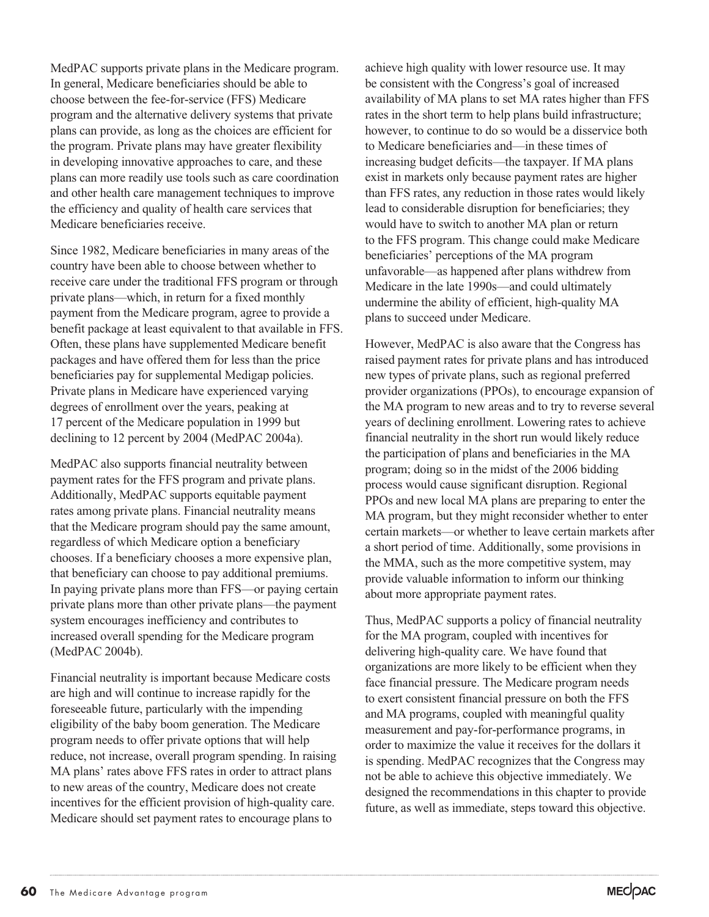MedPAC supports private plans in the Medicare program. In general, Medicare beneficiaries should be able to choose between the fee-for-service (FFS) Medicare program and the alternative delivery systems that private plans can provide, as long as the choices are efficient for the program. Private plans may have greater flexibility in developing innovative approaches to care, and these plans can more readily use tools such as care coordination and other health care management techniques to improve the efficiency and quality of health care services that Medicare beneficiaries receive.

Since 1982, Medicare beneficiaries in many areas of the country have been able to choose between whether to receive care under the traditional FFS program or through private plans—which, in return for a fixed monthly payment from the Medicare program, agree to provide a benefit package at least equivalent to that available in FFS. Often, these plans have supplemented Medicare benefit packages and have offered them for less than the price beneficiaries pay for supplemental Medigap policies. Private plans in Medicare have experienced varying degrees of enrollment over the years, peaking at 17 percent of the Medicare population in 1999 but declining to 12 percent by 2004 (MedPAC 2004a).

MedPAC also supports financial neutrality between payment rates for the FFS program and private plans. Additionally, MedPAC supports equitable payment rates among private plans. Financial neutrality means that the Medicare program should pay the same amount, regardless of which Medicare option a beneficiary chooses. If a beneficiary chooses a more expensive plan, that beneficiary can choose to pay additional premiums. In paying private plans more than FFS—or paying certain private plans more than other private plans—the payment system encourages inefficiency and contributes to increased overall spending for the Medicare program (MedPAC 2004b).

Financial neutrality is important because Medicare costs are high and will continue to increase rapidly for the foreseeable future, particularly with the impending eligibility of the baby boom generation. The Medicare program needs to offer private options that will help reduce, not increase, overall program spending. In raising MA plans' rates above FFS rates in order to attract plans to new areas of the country, Medicare does not create incentives for the efficient provision of high-quality care. Medicare should set payment rates to encourage plans to achieve high quality with lower resource use. It may be consistent with the Congress's goal of increased availability of MA plans to set MA rates higher than FFS rates in the short term to help plans build infrastructure; however, to continue to do so would be a disservice both to Medicare beneficiaries and—in these times of increasing budget deficits—the taxpayer. If MA plans exist in markets only because payment rates are higher than FFS rates, any reduction in those rates would likely lead to considerable disruption for beneficiaries; they would have to switch to another MA plan or return to the FFS program. This change could make Medicare beneficiaries' perceptions of the MA program unfavorable—as happened after plans withdrew from Medicare in the late 1990s—and could ultimately undermine the ability of efficient, high-quality MA plans to succeed under Medicare.

However, MedPAC is also aware that the Congress has raised payment rates for private plans and has introduced new types of private plans, such as regional preferred provider organizations (PPOs), to encourage expansion of the MA program to new areas and to try to reverse several years of declining enrollment. Lowering rates to achieve financial neutrality in the short run would likely reduce the participation of plans and beneficiaries in the MA program; doing so in the midst of the 2006 bidding process would cause significant disruption. Regional PPOs and new local MA plans are preparing to enter the MA program, but they might reconsider whether to enter certain markets—or whether to leave certain markets after a short period of time. Additionally, some provisions in the MMA, such as the more competitive system, may provide valuable information to inform our thinking about more appropriate payment rates.

Thus, MedPAC supports a policy of financial neutrality for the MA program, coupled with incentives for delivering high-quality care. We have found that organizations are more likely to be efficient when they face financial pressure. The Medicare program needs to exert consistent financial pressure on both the FFS and MA programs, coupled with meaningful quality measurement and pay-for-performance programs, in order to maximize the value it receives for the dollars it is spending. MedPAC recognizes that the Congress may not be able to achieve this objective immediately. We designed the recommendations in this chapter to provide future, as well as immediate, steps toward this objective.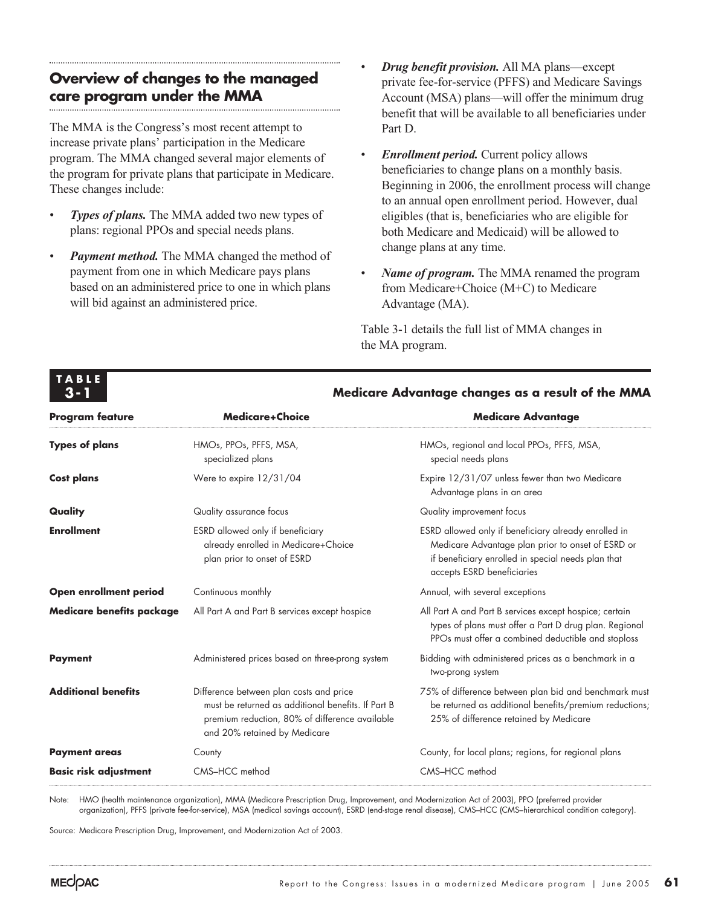## Overview of changes to the managed care program under the MMA

The MMA is the Congress's most recent attempt to increase private plans' participation in the Medicare program. The MMA changed several major elements of the program for private plans that participate in Medicare. These changes include:

- ***Types of plans.*** The MMA added two new types of plans: regional PPOs and special needs plans.
- ***Payment method.*** The MMA changed the method of payment from one in which Medicare pays plans based on an administered price to one in which plans will bid against an administered price.
- ***Drug benefit provision.*** All MA plans—except private fee-for-service (PFFS) and Medicare Savings Account (MSA) plans—will offer the minimum drug benefit that will be available to all beneficiaries under Part D.
- ***Enrollment period.*** Current policy allows beneficiaries to change plans on a monthly basis. Beginning in 2006, the enrollment process will change to an annual open enrollment period. However, dual eligibles (that is, beneficiaries who are eligible for both Medicare and Medicaid) will be allowed to change plans at any time.
- ***Name of program.*** The MMA renamed the program from Medicare+Choice (M+C) to Medicare Advantage (MA).

Table 3-1 details the full list of MMA changes in the MA program.

**TABLE 3-1**

**Medicare Advantage changes as a result of the MMA**

| Program feature | Medicare+Choice | Medicare Advantage |
|---|---|---|
| **Types of plans** | HMOs, PPOs, PFFS, MSA, specialized plans | HMOs, regional and local PPOs, PFFS, MSA, special needs plans |
| **Cost plans** | Were to expire 12/31/04 | Expire 12/31/07 unless fewer than two Medicare Advantage plans in an area |
| **Quality** | Quality assurance focus | Quality improvement focus |
| **Enrollment** | ESRD allowed only if beneficiary already enrolled in Medicare+Choice plan prior to onset of ESRD | ESRD allowed only if beneficiary already enrolled in Medicare Advantage plan prior to onset of ESRD or if beneficiary enrolled in special needs plan that accepts ESRD beneficiaries |
| **Open enrollment period** | Continuous monthly | Annual, with several exceptions |
| **Medicare benefits package** | All Part A and Part B services except hospice | All Part A and Part B services except hospice; certain types of plans must offer a Part D drug plan. Regional PPOs must offer a combined deductible and stoploss |
| **Payment** | Administered prices based on three-prong system | Bidding with administered prices as a benchmark in a two-prong system |
| **Additional benefits** | Difference between plan costs and price must be returned as additional benefits. If Part B premium reduction, 80% of difference available and 20% retained by Medicare | 75% of difference between plan bid and benchmark must be returned as additional benefits/premium reductions; 25% of difference retained by Medicare |
| **Payment areas** | County | County, for local plans; regions, for regional plans |
| **Basic risk adjustment** | CMS–HCC method | CMS–HCC method |

Note: HMO (health maintenance organization), MMA (Medicare Prescription Drug, Improvement, and Modernization Act of 2003), PPO (preferred provider organization), PFFS (private fee-for-service), MSA (medical savings account), ESRD (end-stage renal disease), CMS–HCC (CMS–hierarchical condition category).

Source: Medicare Prescription Drug, Improvement, and Modernization Act of 2003.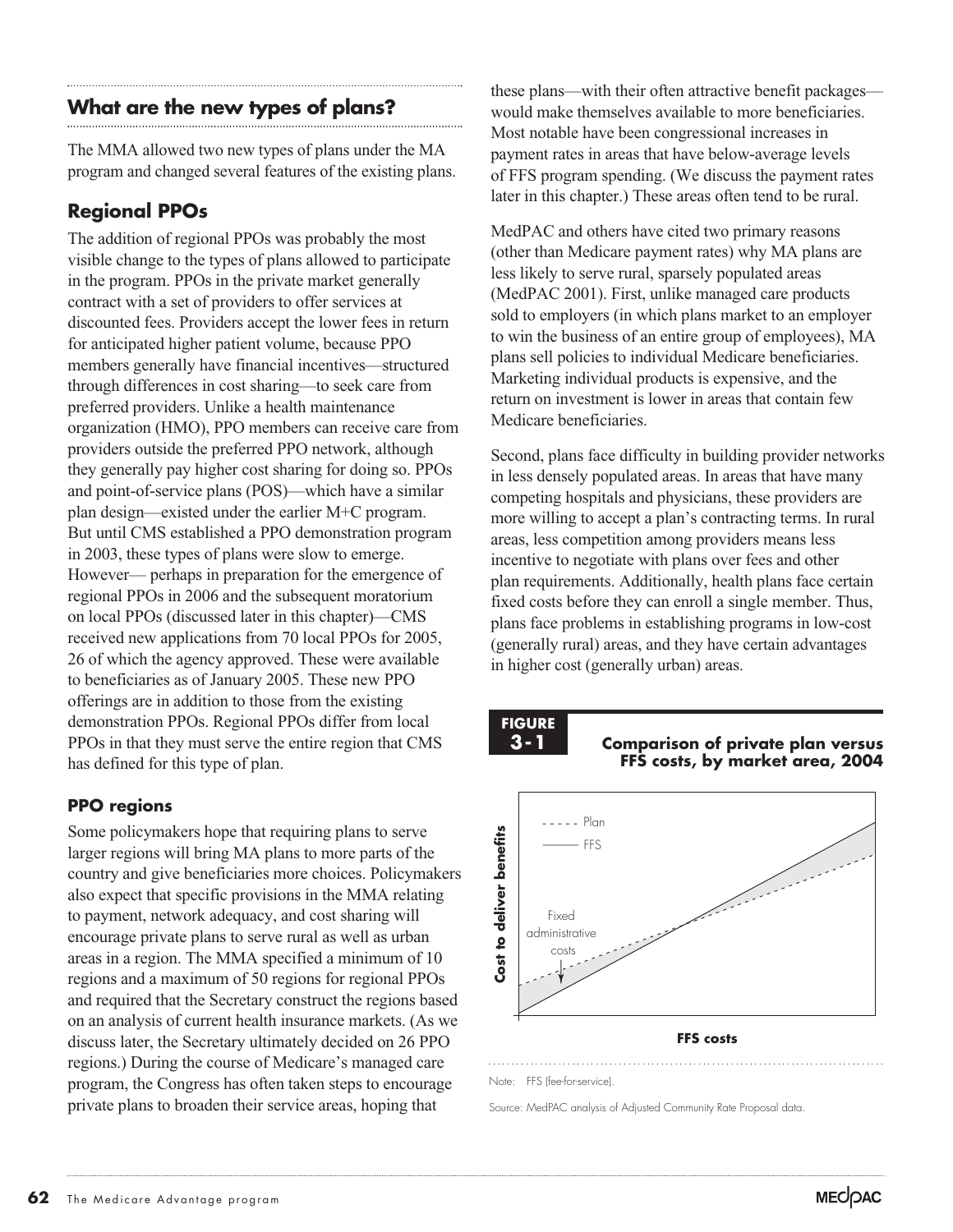## What are the new types of plans?

The MMA allowed two new types of plans under the MA program and changed several features of the existing plans.

### Regional PPOs

The addition of regional PPOs was probably the most visible change to the types of plans allowed to participate in the program. PPOs in the private market generally contract with a set of providers to offer services at discounted fees. Providers accept the lower fees in return for anticipated higher patient volume, because PPO members generally have financial incentives—structured through differences in cost sharing—to seek care from preferred providers. Unlike a health maintenance organization (HMO), PPO members can receive care from providers outside the preferred PPO network, although they generally pay higher cost sharing for doing so. PPOs and point-of-service plans (POS)—which have a similar plan design—existed under the earlier M+C program. But until CMS established a PPO demonstration program in 2003, these types of plans were slow to emerge. However— perhaps in preparation for the emergence of regional PPOs in 2006 and the subsequent moratorium on local PPOs (discussed later in this chapter)—CMS received new applications from 70 local PPOs for 2005, 26 of which the agency approved. These were available to beneficiaries as of January 2005. These new PPO offerings are in addition to those from the existing demonstration PPOs. Regional PPOs differ from local PPOs in that they must serve the entire region that CMS has defined for this type of plan.

#### PPO regions

Some policymakers hope that requiring plans to serve larger regions will bring MA plans to more parts of the country and give beneficiaries more choices. Policymakers also expect that specific provisions in the MMA relating to payment, network adequacy, and cost sharing will encourage private plans to serve rural as well as urban areas in a region. The MMA specified a minimum of 10 regions and a maximum of 50 regions for regional PPOs and required that the Secretary construct the regions based on an analysis of current health insurance markets. (As we discuss later, the Secretary ultimately decided on 26 PPO regions.) During the course of Medicare's managed care program, the Congress has often taken steps to encourage private plans to broaden their service areas, hoping that these plans—with their often attractive benefit packages—would make themselves available to more beneficiaries. Most notable have been congressional increases in payment rates in areas that have below-average levels of FFS program spending. (We discuss the payment rates later in this chapter.) These areas often tend to be rural.

MedPAC and others have cited two primary reasons (other than Medicare payment rates) why MA plans are less likely to serve rural, sparsely populated areas (MedPAC 2001). First, unlike managed care products sold to employers (in which plans market to an employer to win the business of an entire group of employees), MA plans sell policies to individual Medicare beneficiaries. Marketing individual products is expensive, and the return on investment is lower in areas that contain few Medicare beneficiaries.

Second, plans face difficulty in building provider networks in less densely populated areas. In areas that have many competing hospitals and physicians, these providers are more willing to accept a plan's contracting terms. In rural areas, less competition among providers means less incentive to negotiate with plans over fees and other plan requirements. Additionally, health plans face certain fixed costs before they can enroll a single member. Thus, plans face problems in establishing programs in low-cost (generally rural) areas, and they have certain advantages in higher cost (generally urban) areas.

**FIGURE 3-1 Comparison of private plan versus FFS costs, by market area, 2004**

Note: FFS (fee-for-service).

Source: MedPAC analysis of Adjusted Community Rate Proposal data.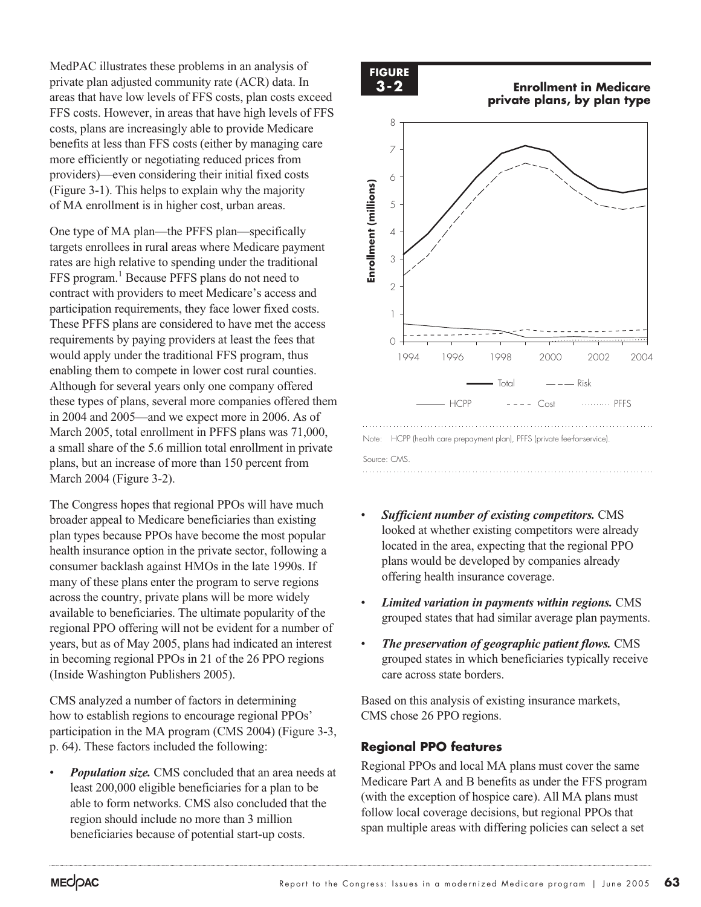MedPAC illustrates these problems in an analysis of private plan adjusted community rate (ACR) data. In areas that have low levels of FFS costs, plan costs exceed FFS costs. However, in areas that have high levels of FFS costs, plans are increasingly able to provide Medicare benefits at less than FFS costs (either by managing care more efficiently or negotiating reduced prices from providers)—even considering their initial fixed costs (Figure 3-1). This helps to explain why the majority of MA enrollment is in higher cost, urban areas.

One type of MA plan—the PFFS plan—specifically targets enrollees in rural areas where Medicare payment rates are high relative to spending under the traditional FFS program.[1] Because PFFS plans do not need to contract with providers to meet Medicare's access and participation requirements, they face lower fixed costs. These PFFS plans are considered to have met the access requirements by paying providers at least the fees that would apply under the traditional FFS program, thus enabling them to compete in lower cost rural counties. Although for several years only one company offered these types of plans, several more companies offered them in 2004 and 2005—and we expect more in 2006. As of March 2005, total enrollment in PFFS plans was 71,000, a small share of the 5.6 million total enrollment in private plans, but an increase of more than 150 percent from March 2004 (Figure 3-2).

**FIGURE 3-2**

**Enrollment in Medicare private plans, by plan type**

Note: HCPP (health care prepayment plan), PFFS (private fee-for-service).

Source: CMS.

The Congress hopes that regional PPOs will have much broader appeal to Medicare beneficiaries than existing plan types because PPOs have become the most popular health insurance option in the private sector, following a consumer backlash against HMOs in the late 1990s. If many of these plans enter the program to serve regions across the country, private plans will be more widely available to beneficiaries. The ultimate popularity of the regional PPO offering will not be evident for a number of years, but as of May 2005, plans had indicated an interest in becoming regional PPOs in 21 of the 26 PPO regions (Inside Washington Publishers 2005).

CMS analyzed a number of factors in determining how to establish regions to encourage regional PPOs' participation in the MA program (CMS 2004) (Figure 3-3, p. 64). These factors included the following:

- ***Population size.*** CMS concluded that an area needs at least 200,000 eligible beneficiaries for a plan to be able to form networks. CMS also concluded that the region should include no more than 3 million beneficiaries because of potential start-up costs.
- ***Sufficient number of existing competitors.*** CMS looked at whether existing competitors were already located in the area, expecting that the regional PPO plans would be developed by companies already offering health insurance coverage.
- ***Limited variation in payments within regions.*** CMS grouped states that had similar average plan payments.
- ***The preservation of geographic patient flows.*** CMS grouped states in which beneficiaries typically receive care across state borders.

Based on this analysis of existing insurance markets, CMS chose 26 PPO regions.

### Regional PPO features

Regional PPOs and local MA plans must cover the same Medicare Part A and B benefits as under the FFS program (with the exception of hospice care). All MA plans must follow local coverage decisions, but regional PPOs that span multiple areas with differing policies can select a set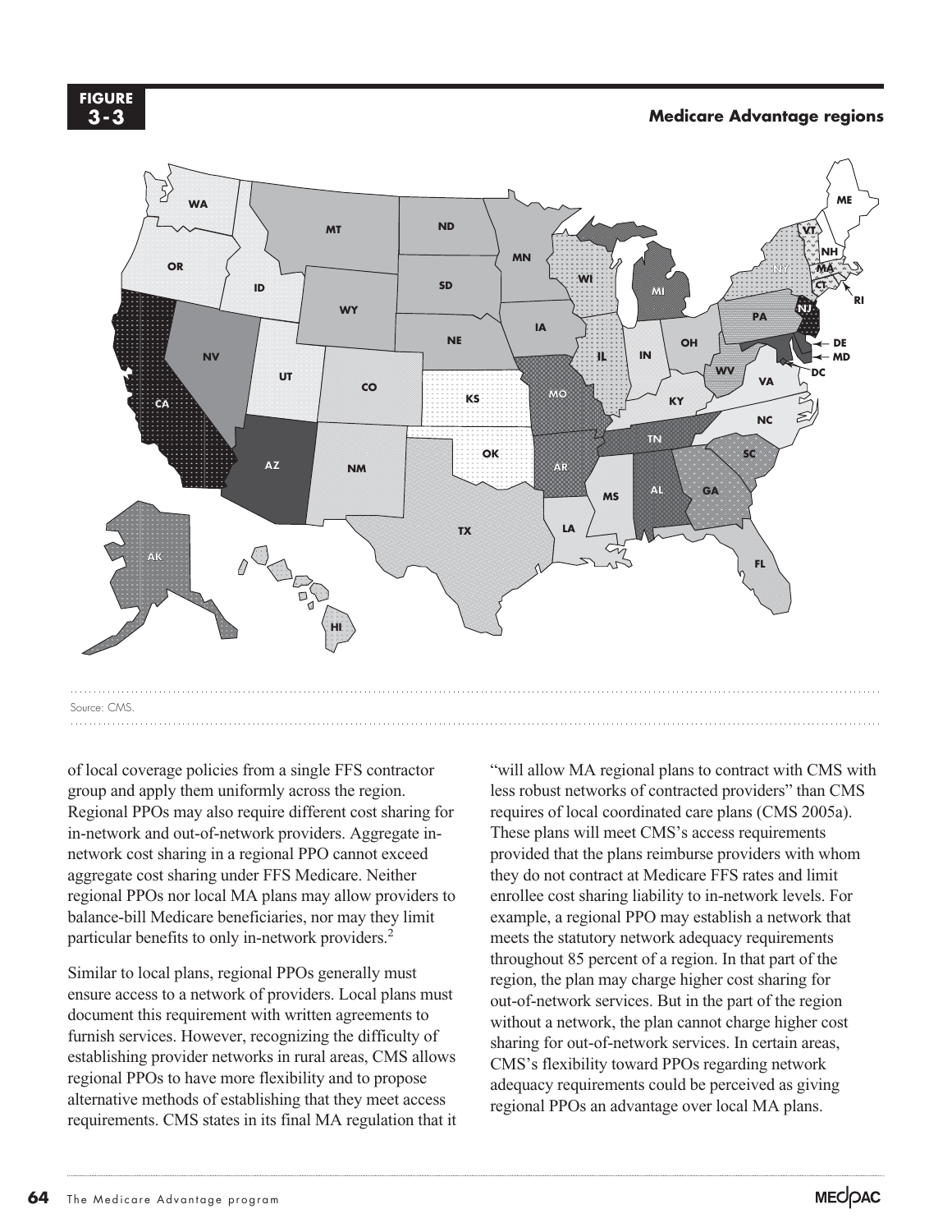**FIGURE 3-3**

**Medicare Advantage regions**

Source: CMS.

of local coverage policies from a single FFS contractor group and apply them uniformly across the region. Regional PPOs may also require different cost sharing for in-network and out-of-network providers. Aggregate in-network cost sharing in a regional PPO cannot exceed aggregate cost sharing under FFS Medicare. Neither regional PPOs nor local MA plans may allow providers to balance-bill Medicare beneficiaries, nor may they limit particular benefits to only in-network providers.[2]

Similar to local plans, regional PPOs generally must ensure access to a network of providers. Local plans must document this requirement with written agreements to furnish services. However, recognizing the difficulty of establishing provider networks in rural areas, CMS allows regional PPOs to have more flexibility and to propose alternative methods of establishing that they meet access requirements. CMS states in its final MA regulation that it "will allow MA regional plans to contract with CMS with less robust networks of contracted providers" than CMS requires of local coordinated care plans (CMS 2005a). These plans will meet CMS's access requirements provided that the plans reimburse providers with whom they do not contract at Medicare FFS rates and limit enrollee cost sharing liability to in-network levels. For example, a regional PPO may establish a network that meets the statutory network adequacy requirements throughout 85 percent of a region. In that part of the region, the plan may charge higher cost sharing for out-of-network services. But in the part of the region without a network, the plan cannot charge higher cost sharing for out-of-network services. In certain areas, CMS's flexibility toward PPOs regarding network adequacy requirements could be perceived as giving regional PPOs an advantage over local MA plans.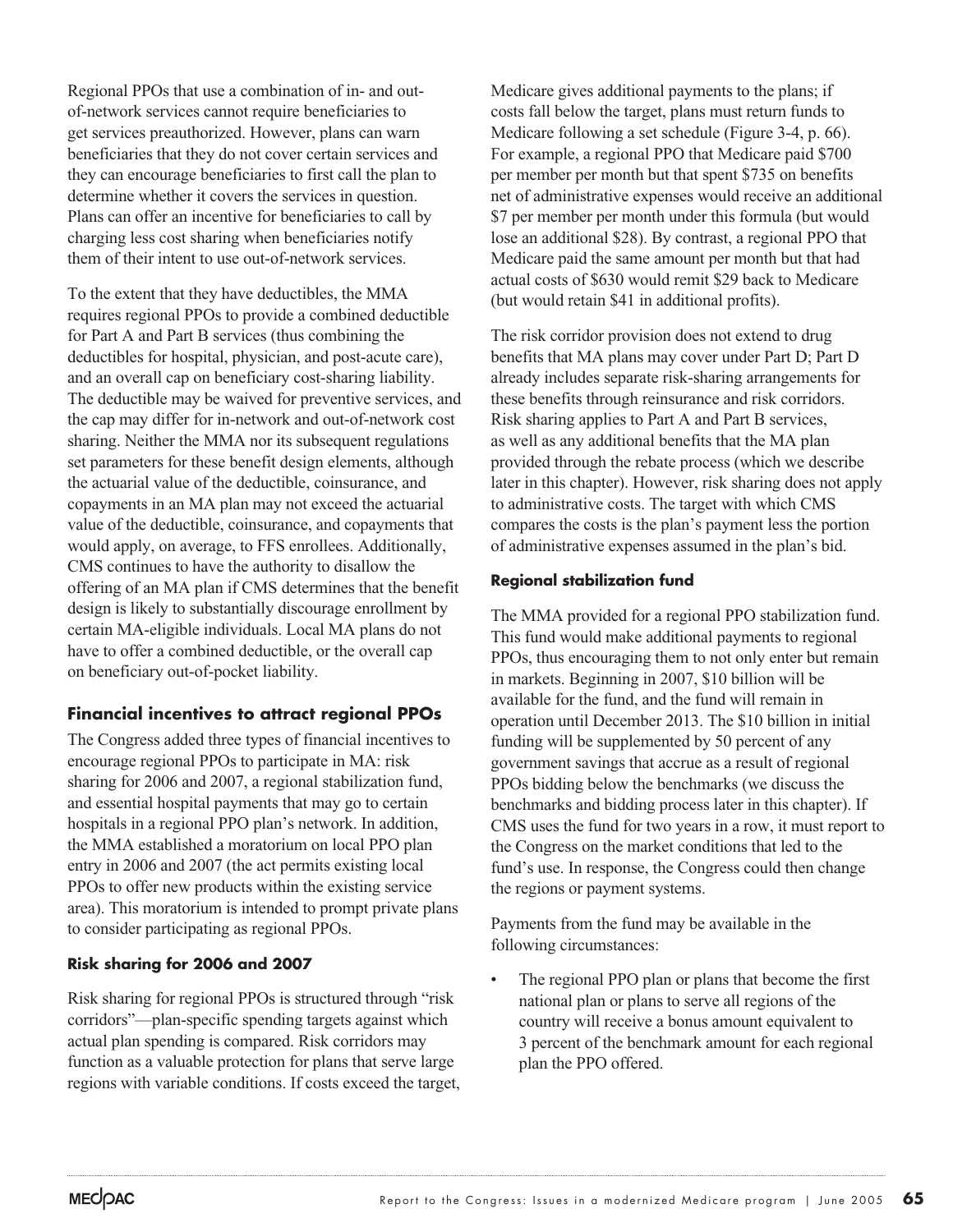Regional PPOs that use a combination of in- and out-of-network services cannot require beneficiaries to get services preauthorized. However, plans can warn beneficiaries that they do not cover certain services and they can encourage beneficiaries to first call the plan to determine whether it covers the services in question. Plans can offer an incentive for beneficiaries to call by charging less cost sharing when beneficiaries notify them of their intent to use out-of-network services.

To the extent that they have deductibles, the MMA requires regional PPOs to provide a combined deductible for Part A and Part B services (thus combining the deductibles for hospital, physician, and post-acute care), and an overall cap on beneficiary cost-sharing liability. The deductible may be waived for preventive services, and the cap may differ for in-network and out-of-network cost sharing. Neither the MMA nor its subsequent regulations set parameters for these benefit design elements, although the actuarial value of the deductible, coinsurance, and copayments in an MA plan may not exceed the actuarial value of the deductible, coinsurance, and copayments that would apply, on average, to FFS enrollees. Additionally, CMS continues to have the authority to disallow the offering of an MA plan if CMS determines that the benefit design is likely to substantially discourage enrollment by certain MA-eligible individuals. Local MA plans do not have to offer a combined deductible, or the overall cap on beneficiary out-of-pocket liability.

## Financial incentives to attract regional PPOs

The Congress added three types of financial incentives to encourage regional PPOs to participate in MA: risk sharing for 2006 and 2007, a regional stabilization fund, and essential hospital payments that may go to certain hospitals in a regional PPO plan's network. In addition, the MMA established a moratorium on local PPO plan entry in 2006 and 2007 (the act permits existing local PPOs to offer new products within the existing service area). This moratorium is intended to prompt private plans to consider participating as regional PPOs.

### Risk sharing for 2006 and 2007

Risk sharing for regional PPOs is structured through "risk corridors"—plan-specific spending targets against which actual plan spending is compared. Risk corridors may function as a valuable protection for plans that serve large regions with variable conditions. If costs exceed the target, Medicare gives additional payments to the plans; if costs fall below the target, plans must return funds to Medicare following a set schedule (Figure 3-4, p. 66). For example, a regional PPO that Medicare paid $700 per member per month but that spent $735 on benefits net of administrative expenses would receive an additional $7 per member per month under this formula (but would lose an additional $28). By contrast, a regional PPO that Medicare paid the same amount per month but that had actual costs of $630 would remit $29 back to Medicare (but would retain $41 in additional profits).

The risk corridor provision does not extend to drug benefits that MA plans may cover under Part D; Part D already includes separate risk-sharing arrangements for these benefits through reinsurance and risk corridors. Risk sharing applies to Part A and Part B services, as well as any additional benefits that the MA plan provided through the rebate process (which we describe later in this chapter). However, risk sharing does not apply to administrative costs. The target with which CMS compares the costs is the plan's payment less the portion of administrative expenses assumed in the plan's bid.

### Regional stabilization fund

The MMA provided for a regional PPO stabilization fund. This fund would make additional payments to regional PPOs, thus encouraging them to not only enter but remain in markets. Beginning in 2007, $10 billion will be available for the fund, and the fund will remain in operation until December 2013. The $10 billion in initial funding will be supplemented by 50 percent of any government savings that accrue as a result of regional PPOs bidding below the benchmarks (we discuss the benchmarks and bidding process later in this chapter). If CMS uses the fund for two years in a row, it must report to the Congress on the market conditions that led to the fund's use. In response, the Congress could then change the regions or payment systems.

Payments from the fund may be available in the following circumstances:

- The regional PPO plan or plans that become the first national plan or plans to serve all regions of the country will receive a bonus amount equivalent to 3 percent of the benchmark amount for each regional plan the PPO offered.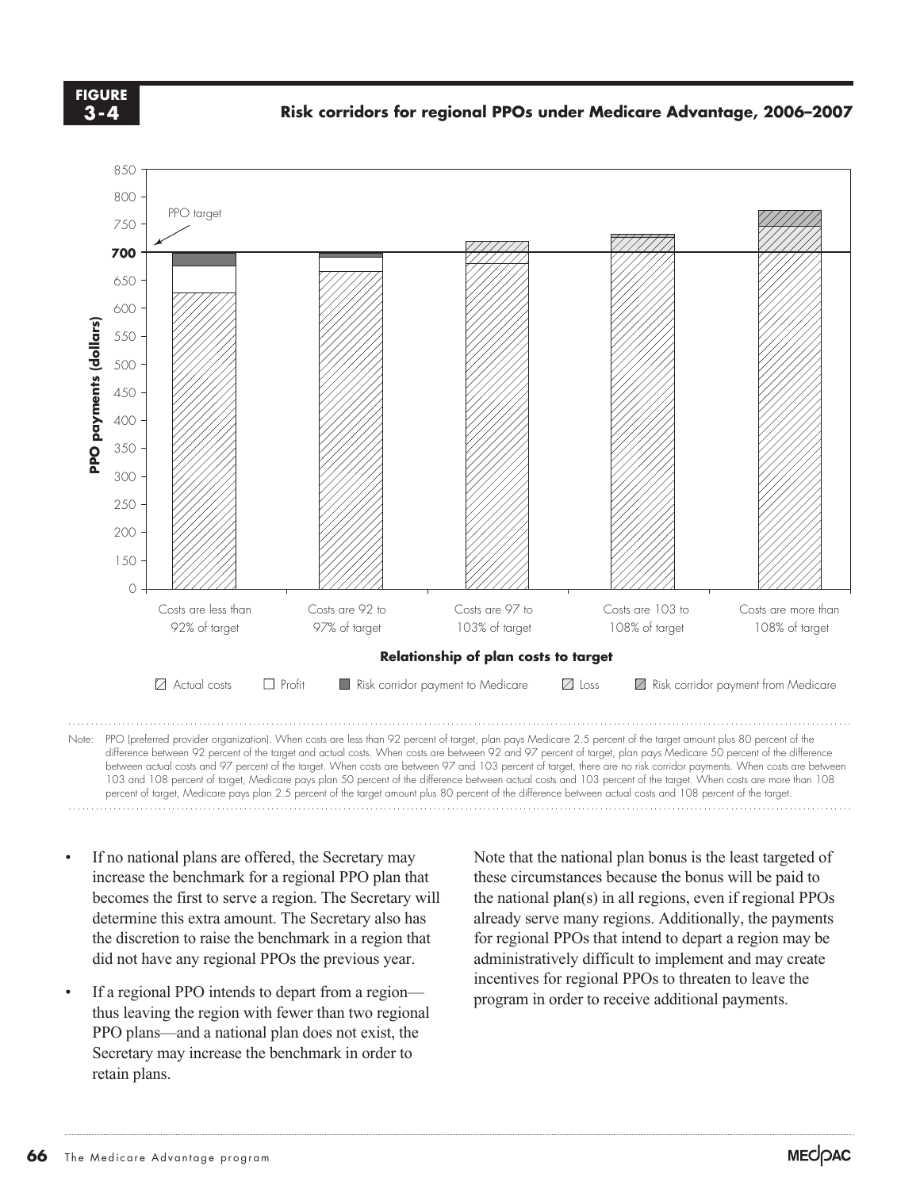**FIGURE 3-4**

**Risk corridors for regional PPOs under Medicare Advantage, 2006–2007**

Note: PPO (preferred provider organization). When costs are less than 92 percent of target, plan pays Medicare 2.5 percent of the target amount plus 80 percent of the difference between 92 percent of the target and actual costs. When costs are between 92 and 97 percent of target, plan pays Medicare 50 percent of the difference between actual costs and 97 percent of the target. When costs are between 97 and 103 percent of target, there are no risk corridor payments. When costs are between 103 and 108 percent of target, Medicare pays plan 50 percent of the difference between actual costs and 103 percent of the target. When costs are more than 108 percent of target, Medicare pays plan 2.5 percent of the target amount plus 80 percent of the difference between actual costs and 108 percent of the target.

- If no national plans are offered, the Secretary may increase the benchmark for a regional PPO plan that becomes the first to serve a region. The Secretary will determine this extra amount. The Secretary also has the discretion to raise the benchmark in a region that did not have any regional PPOs the previous year.
- If a regional PPO intends to depart from a region—thus leaving the region with fewer than two regional PPO plans—and a national plan does not exist, the Secretary may increase the benchmark in order to retain plans.

Note that the national plan bonus is the least targeted of these circumstances because the bonus will be paid to the national plan(s) in all regions, even if regional PPOs already serve many regions. Additionally, the payments for regional PPOs that intend to depart a region may be administratively difficult to implement and may create incentives for regional PPOs to threaten to leave the program in order to receive additional payments.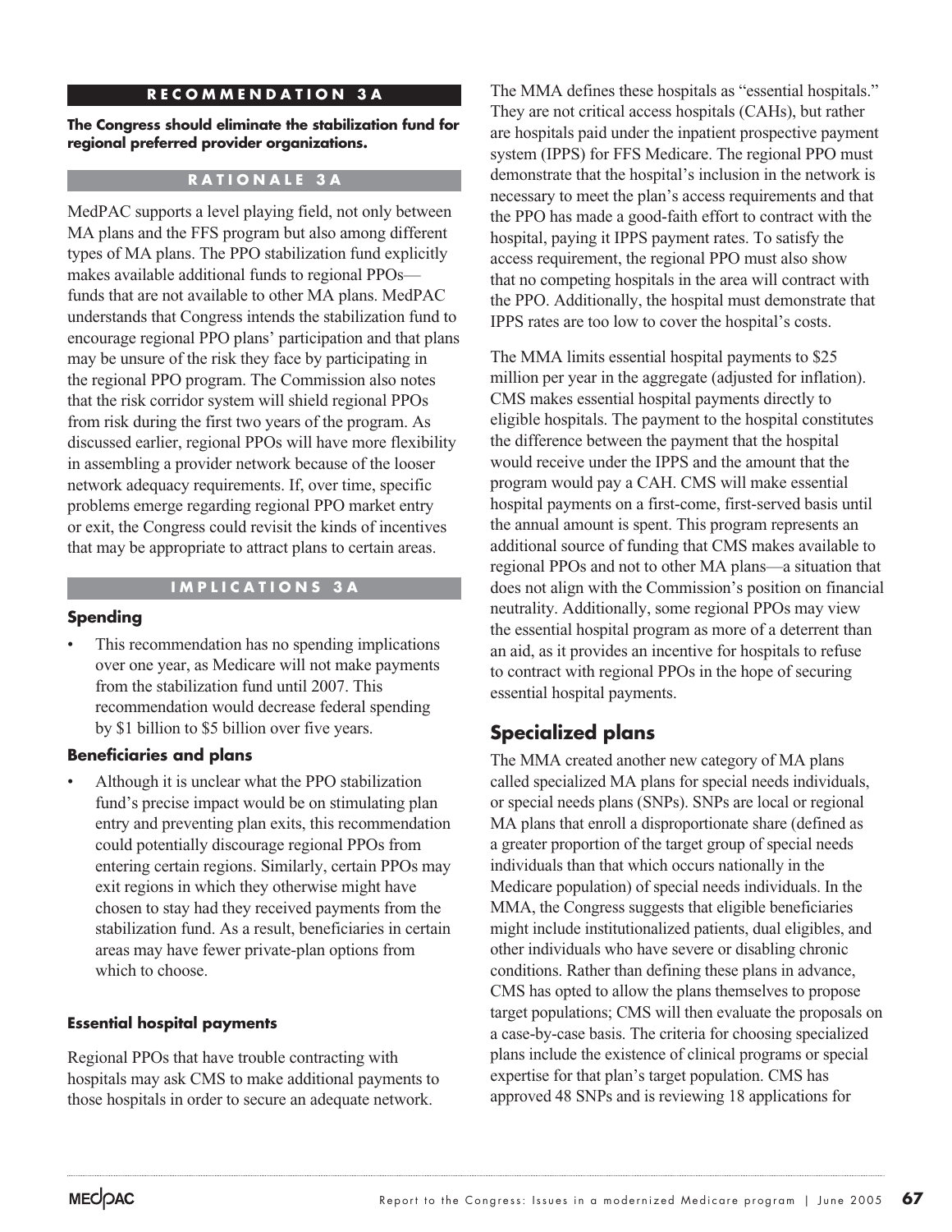**RECOMMENDATION 3A**

**The Congress should eliminate the stabilization fund for regional preferred provider organizations.**

**RATIONALE 3A**

MedPAC supports a level playing field, not only between MA plans and the FFS program but also among different types of MA plans. The PPO stabilization fund explicitly makes available additional funds to regional PPOs—funds that are not available to other MA plans. MedPAC understands that Congress intends the stabilization fund to encourage regional PPO plans' participation and that plans may be unsure of the risk they face by participating in the regional PPO program. The Commission also notes that the risk corridor system will shield regional PPOs from risk during the first two years of the program. As discussed earlier, regional PPOs will have more flexibility in assembling a provider network because of the looser network adequacy requirements. If, over time, specific problems emerge regarding regional PPO market entry or exit, the Congress could revisit the kinds of incentives that may be appropriate to attract plans to certain areas.

**IMPLICATIONS 3A**

**Spending**

- This recommendation has no spending implications over one year, as Medicare will not make payments from the stabilization fund until 2007. This recommendation would decrease federal spending by $1 billion to $5 billion over five years.

**Beneficiaries and plans**

- Although it is unclear what the PPO stabilization fund's precise impact would be on stimulating plan entry and preventing plan exits, this recommendation could potentially discourage regional PPOs from entering certain regions. Similarly, certain PPOs may exit regions in which they otherwise might have chosen to stay had they received payments from the stabilization fund. As a result, beneficiaries in certain areas may have fewer private-plan options from which to choose.

### Essential hospital payments

Regional PPOs that have trouble contracting with hospitals may ask CMS to make additional payments to those hospitals in order to secure an adequate network. The MMA defines these hospitals as "essential hospitals." They are not critical access hospitals (CAHs), but rather are hospitals paid under the inpatient prospective payment system (IPPS) for FFS Medicare. The regional PPO must demonstrate that the hospital's inclusion in the network is necessary to meet the plan's access requirements and that the PPO has made a good-faith effort to contract with the hospital, paying it IPPS payment rates. To satisfy the access requirement, the regional PPO must also show that no competing hospitals in the area will contract with the PPO. Additionally, the hospital must demonstrate that IPPS rates are too low to cover the hospital's costs.

The MMA limits essential hospital payments to $25 million per year in the aggregate (adjusted for inflation). CMS makes essential hospital payments directly to eligible hospitals. The payment to the hospital constitutes the difference between the payment that the hospital would receive under the IPPS and the amount that the program would pay a CAH. CMS will make essential hospital payments on a first-come, first-served basis until the annual amount is spent. This program represents an additional source of funding that CMS makes available to regional PPOs and not to other MA plans—a situation that does not align with the Commission's position on financial neutrality. Additionally, some regional PPOs may view the essential hospital program as more of a deterrent than an aid, as it provides an incentive for hospitals to refuse to contract with regional PPOs in the hope of securing essential hospital payments.

## Specialized plans

The MMA created another new category of MA plans called specialized MA plans for special needs individuals, or special needs plans (SNPs). SNPs are local or regional MA plans that enroll a disproportionate share (defined as a greater proportion of the target group of special needs individuals than that which occurs nationally in the Medicare population) of special needs individuals. In the MMA, the Congress suggests that eligible beneficiaries might include institutionalized patients, dual eligibles, and other individuals who have severe or disabling chronic conditions. Rather than defining these plans in advance, CMS has opted to allow the plans themselves to propose target populations; CMS will then evaluate the proposals on a case-by-case basis. The criteria for choosing specialized plans include the existence of clinical programs or special expertise for that plan's target population. CMS has approved 48 SNPs and is reviewing 18 applications for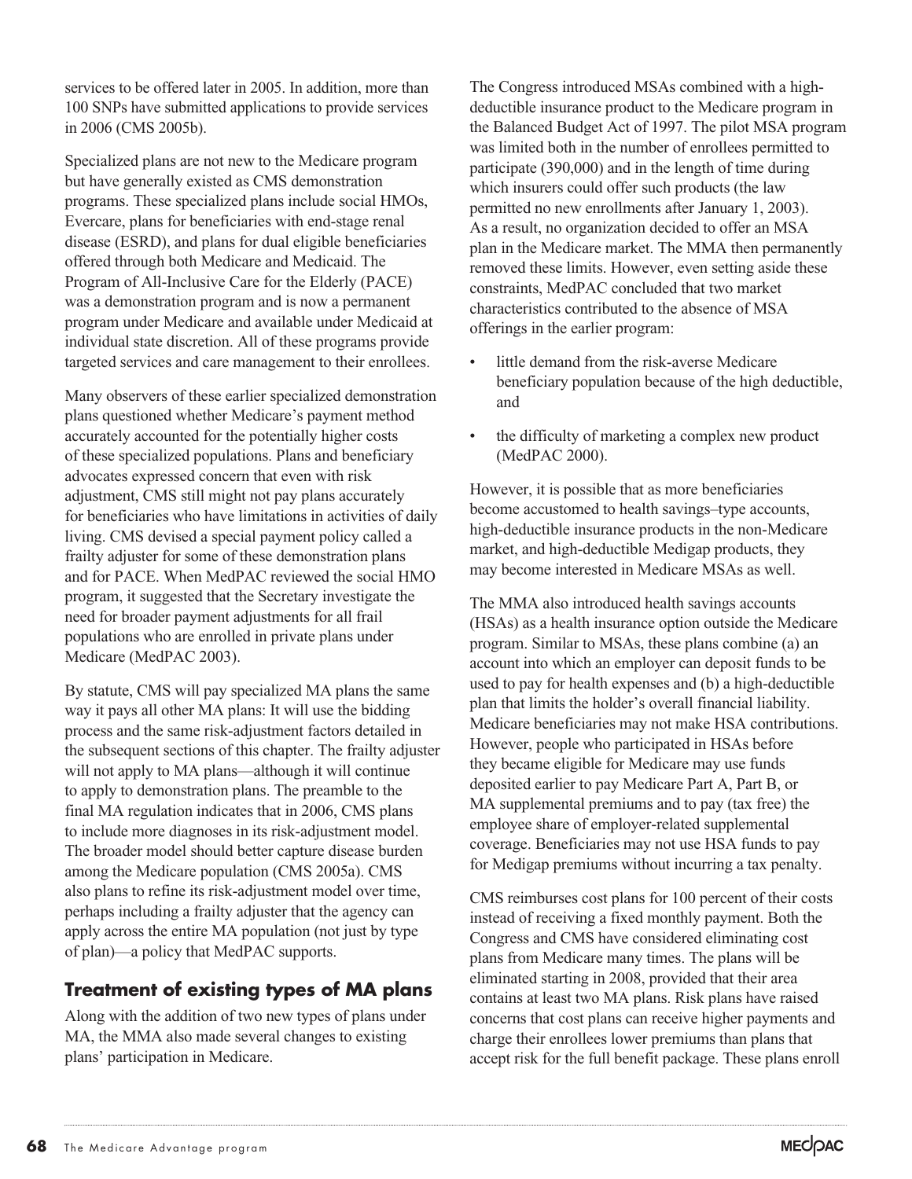services to be offered later in 2005. In addition, more than 100 SNPs have submitted applications to provide services in 2006 (CMS 2005b).

Specialized plans are not new to the Medicare program but have generally existed as CMS demonstration programs. These specialized plans include social HMOs, Evercare, plans for beneficiaries with end-stage renal disease (ESRD), and plans for dual eligible beneficiaries offered through both Medicare and Medicaid. The Program of All-Inclusive Care for the Elderly (PACE) was a demonstration program and is now a permanent program under Medicare and available under Medicaid at individual state discretion. All of these programs provide targeted services and care management to their enrollees.

Many observers of these earlier specialized demonstration plans questioned whether Medicare's payment method accurately accounted for the potentially higher costs of these specialized populations. Plans and beneficiary advocates expressed concern that even with risk adjustment, CMS still might not pay plans accurately for beneficiaries who have limitations in activities of daily living. CMS devised a special payment policy called a frailty adjuster for some of these demonstration plans and for PACE. When MedPAC reviewed the social HMO program, it suggested that the Secretary investigate the need for broader payment adjustments for all frail populations who are enrolled in private plans under Medicare (MedPAC 2003).

By statute, CMS will pay specialized MA plans the same way it pays all other MA plans: It will use the bidding process and the same risk-adjustment factors detailed in the subsequent sections of this chapter. The frailty adjuster will not apply to MA plans—although it will continue to apply to demonstration plans. The preamble to the final MA regulation indicates that in 2006, CMS plans to include more diagnoses in its risk-adjustment model. The broader model should better capture disease burden among the Medicare population (CMS 2005a). CMS also plans to refine its risk-adjustment model over time, perhaps including a frailty adjuster that the agency can apply across the entire MA population (not just by type of plan)—a policy that MedPAC supports.

## Treatment of existing types of MA plans

Along with the addition of two new types of plans under MA, the MMA also made several changes to existing plans' participation in Medicare.

The Congress introduced MSAs combined with a high-deductible insurance product to the Medicare program in the Balanced Budget Act of 1997. The pilot MSA program was limited both in the number of enrollees permitted to participate (390,000) and in the length of time during which insurers could offer such products (the law permitted no new enrollments after January 1, 2003). As a result, no organization decided to offer an MSA plan in the Medicare market. The MMA then permanently removed these limits. However, even setting aside these constraints, MedPAC concluded that two market characteristics contributed to the absence of MSA offerings in the earlier program:

- little demand from the risk-averse Medicare beneficiary population because of the high deductible, and
- the difficulty of marketing a complex new product (MedPAC 2000).

However, it is possible that as more beneficiaries become accustomed to health savings–type accounts, high-deductible insurance products in the non-Medicare market, and high-deductible Medigap products, they may become interested in Medicare MSAs as well.

The MMA also introduced health savings accounts (HSAs) as a health insurance option outside the Medicare program. Similar to MSAs, these plans combine (a) an account into which an employer can deposit funds to be used to pay for health expenses and (b) a high-deductible plan that limits the holder's overall financial liability. Medicare beneficiaries may not make HSA contributions. However, people who participated in HSAs before they became eligible for Medicare may use funds deposited earlier to pay Medicare Part A, Part B, or MA supplemental premiums and to pay (tax free) the employee share of employer-related supplemental coverage. Beneficiaries may not use HSA funds to pay for Medigap premiums without incurring a tax penalty.

CMS reimburses cost plans for 100 percent of their costs instead of receiving a fixed monthly payment. Both the Congress and CMS have considered eliminating cost plans from Medicare many times. The plans will be eliminated starting in 2008, provided that their area contains at least two MA plans. Risk plans have raised concerns that cost plans can receive higher payments and charge their enrollees lower premiums than plans that accept risk for the full benefit package. These plans enroll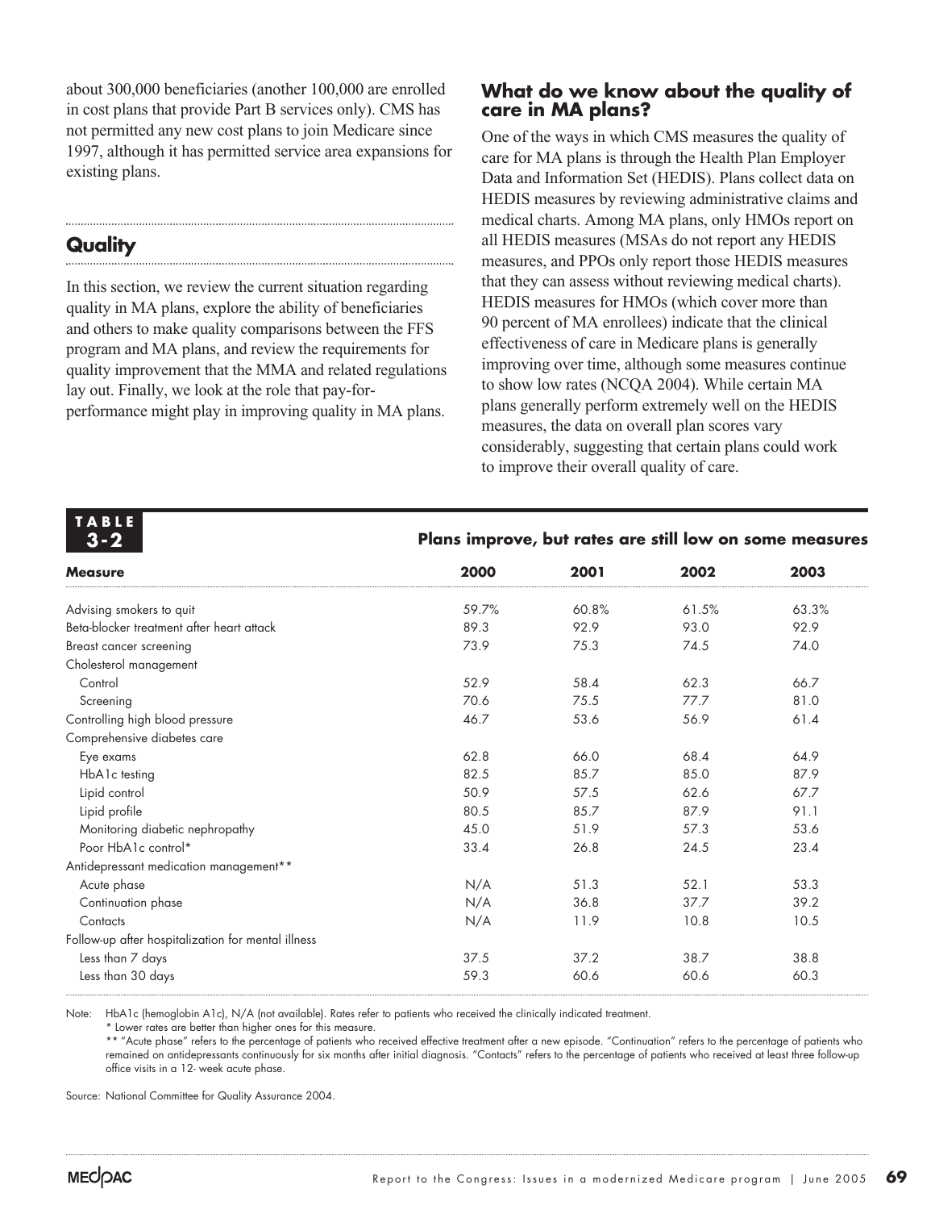about 300,000 beneficiaries (another 100,000 are enrolled in cost plans that provide Part B services only). CMS has not permitted any new cost plans to join Medicare since 1997, although it has permitted service area expansions for existing plans.

## Quality

In this section, we review the current situation regarding quality in MA plans, explore the ability of beneficiaries and others to make quality comparisons between the FFS program and MA plans, and review the requirements for quality improvement that the MMA and related regulations lay out. Finally, we look at the role that pay-for-performance might play in improving quality in MA plans.

### What do we know about the quality of care in MA plans?

One of the ways in which CMS measures the quality of care for MA plans is through the Health Plan Employer Data and Information Set (HEDIS). Plans collect data on HEDIS measures by reviewing administrative claims and medical charts. Among MA plans, only HMOs report on all HEDIS measures (MSAs do not report any HEDIS measures, and PPOs only report those HEDIS measures that they can assess without reviewing medical charts). HEDIS measures for HMOs (which cover more than 90 percent of MA enrollees) indicate that the clinical effectiveness of care in Medicare plans is generally improving over time, although some measures continue to show low rates (NCQA 2004). While certain MA plans generally perform extremely well on the HEDIS measures, the data on overall plan scores vary considerably, suggesting that certain plans could work to improve their overall quality of care.

**TABLE 3-2**

**Plans improve, but rates are still low on some measures**

| Measure | 2000 | 2001 | 2002 | 2003 |
|---|---|---|---|---|
| Advising smokers to quit | 59.7% | 60.8% | 61.5% | 63.3% |
| Beta-blocker treatment after heart attack | 89.3 | 92.9 | 93.0 | 92.9 |
| Breast cancer screening | 73.9 | 75.3 | 74.5 | 74.0 |
| Cholesterol management | | | | |
| Control | 52.9 | 58.4 | 62.3 | 66.7 |
| Screening | 70.6 | 75.5 | 77.7 | 81.0 |
| Controlling high blood pressure | 46.7 | 53.6 | 56.9 | 61.4 |
| Comprehensive diabetes care | | | | |
| Eye exams | 62.8 | 66.0 | 68.4 | 64.9 |
| HbA1c testing | 82.5 | 85.7 | 85.0 | 87.9 |
| Lipid control | 50.9 | 57.5 | 62.6 | 67.7 |
| Lipid profile | 80.5 | 85.7 | 87.9 | 91.1 |
| Monitoring diabetic nephropathy | 45.0 | 51.9 | 57.3 | 53.6 |
| Poor HbA1c control* | 33.4 | 26.8 | 24.5 | 23.4 |
| Antidepressant medication management** | | | | |
| Acute phase | N/A | 51.3 | 52.1 | 53.3 |
| Continuation phase | N/A | 36.8 | 37.7 | 39.2 |
| Contacts | N/A | 11.9 | 10.8 | 10.5 |
| Follow-up after hospitalization for mental illness | | | | |
| Less than 7 days | 37.5 | 37.2 | 38.7 | 38.8 |
| Less than 30 days | 59.3 | 60.6 | 60.6 | 60.3 |

Note: HbA1c (hemoglobin A1c), N/A (not available). Rates refer to patients who received the clinically indicated treatment.
\* Lower rates are better than higher ones for this measure.
\*\* "Acute phase" refers to the percentage of patients who received effective treatment after a new episode. "Continuation" refers to the percentage of patients who remained on antidepressants continuously for six months after initial diagnosis. "Contacts" refers to the percentage of patients who received at least three follow-up office visits in a 12- week acute phase.

Source: National Committee for Quality Assurance 2004.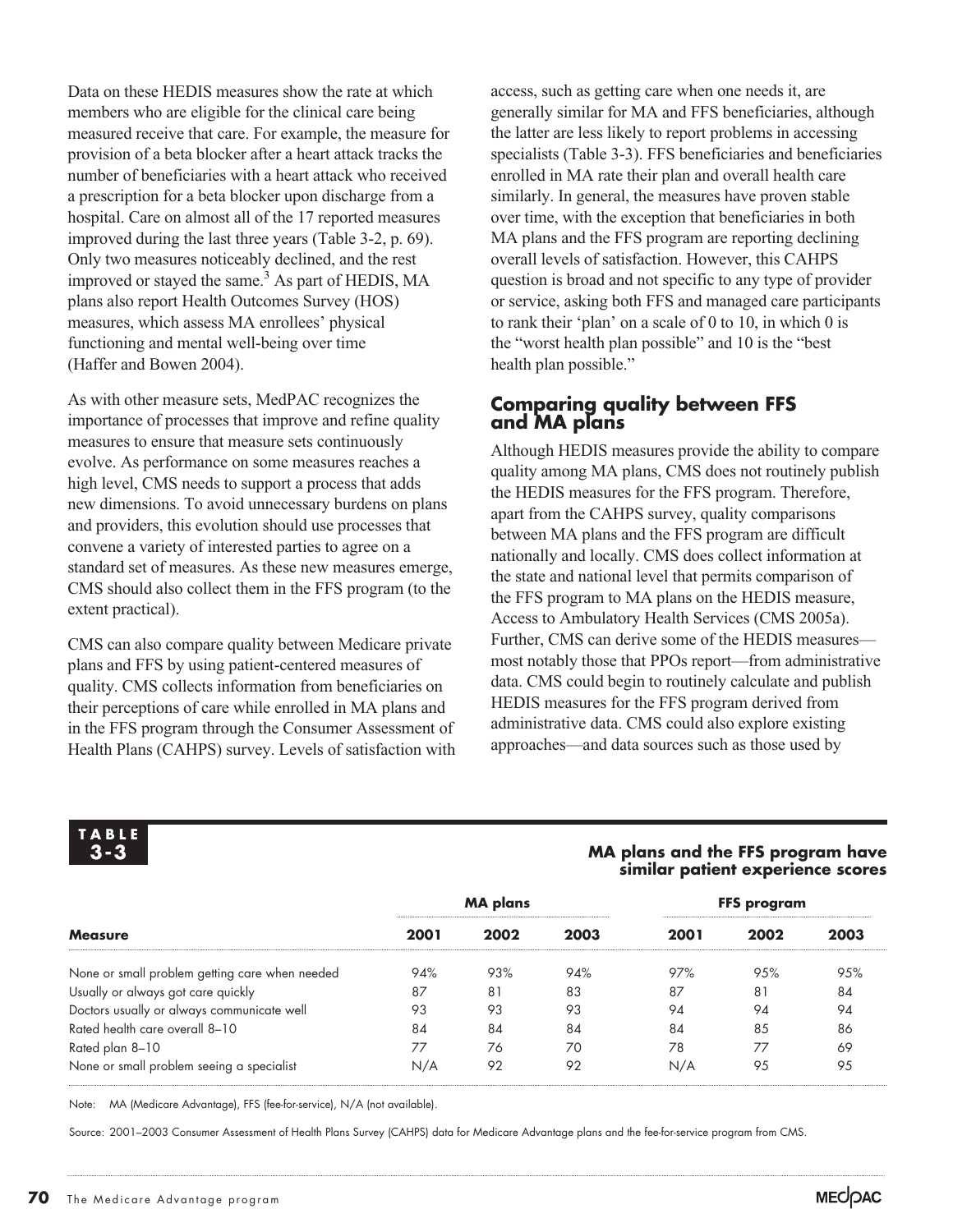Data on these HEDIS measures show the rate at which members who are eligible for the clinical care being measured receive that care. For example, the measure for provision of a beta blocker after a heart attack tracks the number of beneficiaries with a heart attack who received a prescription for a beta blocker upon discharge from a hospital. Care on almost all of the 17 reported measures improved during the last three years (Table 3-2, p. 69). Only two measures noticeably declined, and the rest improved or stayed the same.[3] As part of HEDIS, MA plans also report Health Outcomes Survey (HOS) measures, which assess MA enrollees' physical functioning and mental well-being over time (Haffer and Bowen 2004).

As with other measure sets, MedPAC recognizes the importance of processes that improve and refine quality measures to ensure that measure sets continuously evolve. As performance on some measures reaches a high level, CMS needs to support a process that adds new dimensions. To avoid unnecessary burdens on plans and providers, this evolution should use processes that convene a variety of interested parties to agree on a standard set of measures. As these new measures emerge, CMS should also collect them in the FFS program (to the extent practical).

CMS can also compare quality between Medicare private plans and FFS by using patient-centered measures of quality. CMS collects information from beneficiaries on their perceptions of care while enrolled in MA plans and in the FFS program through the Consumer Assessment of Health Plans (CAHPS) survey. Levels of satisfaction with access, such as getting care when one needs it, are generally similar for MA and FFS beneficiaries, although the latter are less likely to report problems in accessing specialists (Table 3-3). FFS beneficiaries and beneficiaries enrolled in MA rate their plan and overall health care similarly. In general, the measures have proven stable over time, with the exception that beneficiaries in both MA plans and the FFS program are reporting declining overall levels of satisfaction. However, this CAHPS question is broad and not specific to any type of provider or service, asking both FFS and managed care participants to rank their 'plan' on a scale of 0 to 10, in which 0 is the "worst health plan possible" and 10 is the "best health plan possible."

## Comparing quality between FFS and MA plans

Although HEDIS measures provide the ability to compare quality among MA plans, CMS does not routinely publish the HEDIS measures for the FFS program. Therefore, apart from the CAHPS survey, quality comparisons between MA plans and the FFS program are difficult nationally and locally. CMS does collect information at the state and national level that permits comparison of the FFS program to MA plans on the HEDIS measure, Access to Ambulatory Health Services (CMS 2005a). Further, CMS can derive some of the HEDIS measures—most notably those that PPOs report—from administrative data. CMS could begin to routinely calculate and publish HEDIS measures for the FFS program derived from administrative data. CMS could also explore existing approaches—and data sources such as those used by

**TABLE 3-3**

**MA plans and the FFS program have similar patient experience scores**

| Measure | MA plans | | | FFS program | | |
|---|---|---|---|---|---|---|
| | 2001 | 2002 | 2003 | 2001 | 2002 | 2003 |
| None or small problem getting care when needed | 94% | 93% | 94% | 97% | 95% | 95% |
| Usually or always got care quickly | 87 | 81 | 83 | 87 | 81 | 84 |
| Doctors usually or always communicate well | 93 | 93 | 93 | 94 | 94 | 94 |
| Rated health care overall 8–10 | 84 | 84 | 84 | 84 | 85 | 86 |
| Rated plan 8–10 | 77 | 76 | 70 | 78 | 77 | 69 |
| None or small problem seeing a specialist | N/A | 92 | 92 | N/A | 95 | 95 |

Note: MA (Medicare Advantage), FFS (fee-for-service), N/A (not available).

Source: 2001–2003 Consumer Assessment of Health Plans Survey (CAHPS) data for Medicare Advantage plans and the fee-for-service program from CMS.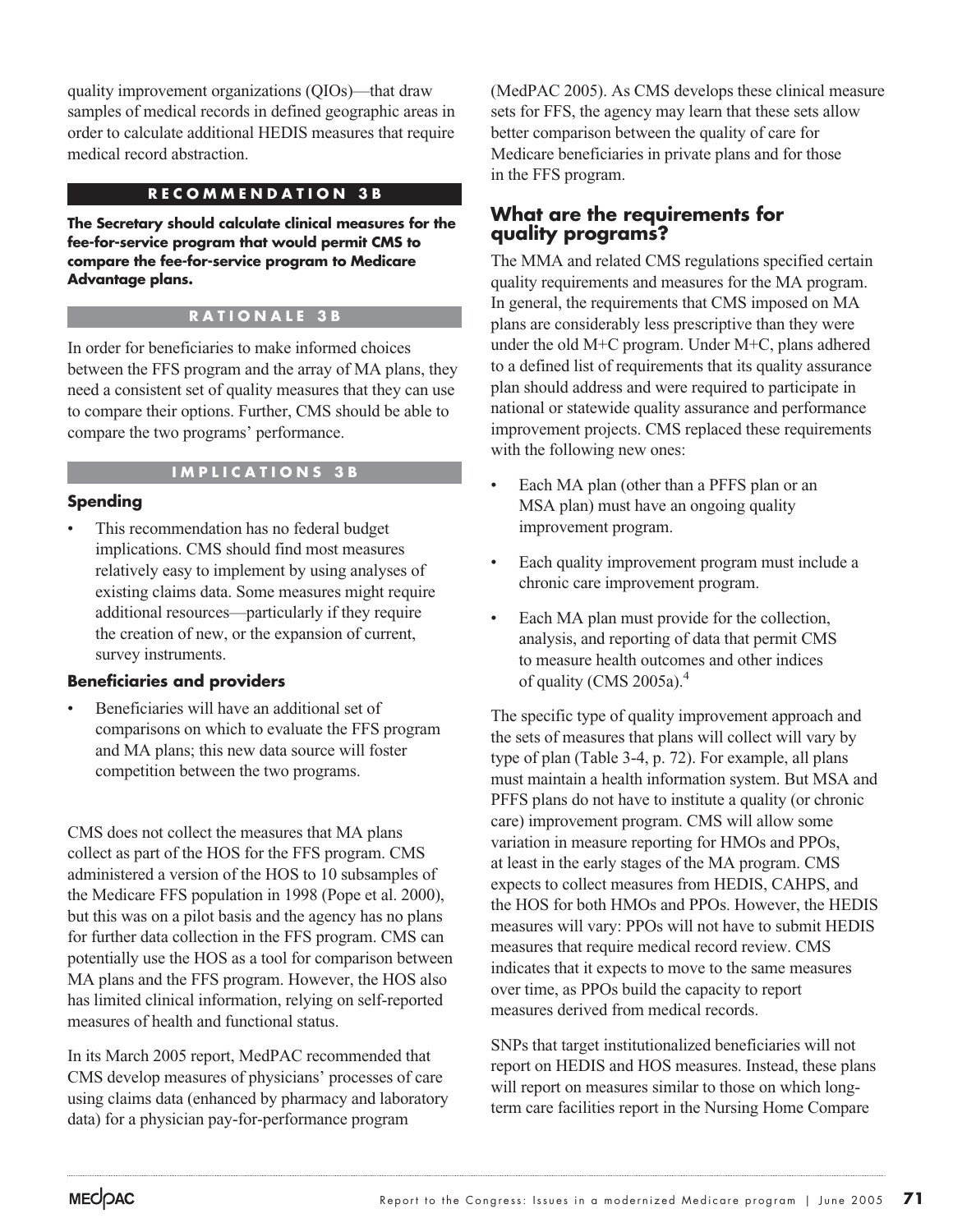quality improvement organizations (QIOs)—that draw samples of medical records in defined geographic areas in order to calculate additional HEDIS measures that require medical record abstraction.

**RECOMMENDATION 3B**

**The Secretary should calculate clinical measures for the fee-for-service program that would permit CMS to compare the fee-for-service program to Medicare Advantage plans.**

**RATIONALE 3B**

In order for beneficiaries to make informed choices between the FFS program and the array of MA plans, they need a consistent set of quality measures that they can use to compare their options. Further, CMS should be able to compare the two programs' performance.

**IMPLICATIONS 3B**

**Spending**

- This recommendation has no federal budget implications. CMS should find most measures relatively easy to implement by using analyses of existing claims data. Some measures might require additional resources—particularly if they require the creation of new, or the expansion of current, survey instruments.

**Beneficiaries and providers**

- Beneficiaries will have an additional set of comparisons on which to evaluate the FFS program and MA plans; this new data source will foster competition between the two programs.

CMS does not collect the measures that MA plans collect as part of the HOS for the FFS program. CMS administered a version of the HOS to 10 subsamples of the Medicare FFS population in 1998 (Pope et al. 2000), but this was on a pilot basis and the agency has no plans for further data collection in the FFS program. CMS can potentially use the HOS as a tool for comparison between MA plans and the FFS program. However, the HOS also has limited clinical information, relying on self-reported measures of health and functional status.

In its March 2005 report, MedPAC recommended that CMS develop measures of physicians' processes of care using claims data (enhanced by pharmacy and laboratory data) for a physician pay-for-performance program (MedPAC 2005). As CMS develops these clinical measure sets for FFS, the agency may learn that these sets allow better comparison between the quality of care for Medicare beneficiaries in private plans and for those in the FFS program.

## What are the requirements for quality programs?

The MMA and related CMS regulations specified certain quality requirements and measures for the MA program. In general, the requirements that CMS imposed on MA plans are considerably less prescriptive than they were under the old M+C program. Under M+C, plans adhered to a defined list of requirements that its quality assurance plan should address and were required to participate in national or statewide quality assurance and performance improvement projects. CMS replaced these requirements with the following new ones:

- Each MA plan (other than a PFFS plan or an MSA plan) must have an ongoing quality improvement program.
- Each quality improvement program must include a chronic care improvement program.
- Each MA plan must provide for the collection, analysis, and reporting of data that permit CMS to measure health outcomes and other indices of quality (CMS 2005a).[4]

The specific type of quality improvement approach and the sets of measures that plans will collect will vary by type of plan (Table 3-4, p. 72). For example, all plans must maintain a health information system. But MSA and PFFS plans do not have to institute a quality (or chronic care) improvement program. CMS will allow some variation in measure reporting for HMOs and PPOs, at least in the early stages of the MA program. CMS expects to collect measures from HEDIS, CAHPS, and the HOS for both HMOs and PPOs. However, the HEDIS measures will vary: PPOs will not have to submit HEDIS measures that require medical record review. CMS indicates that it expects to move to the same measures over time, as PPOs build the capacity to report measures derived from medical records.

SNPs that target institutionalized beneficiaries will not report on HEDIS and HOS measures. Instead, these plans will report on measures similar to those on which long-term care facilities report in the Nursing Home Compare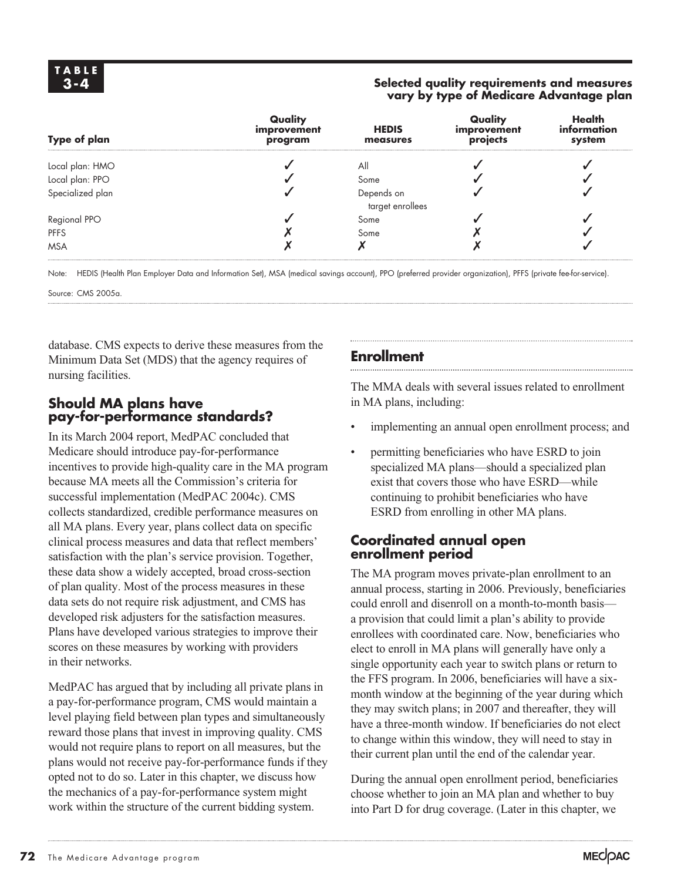**TABLE 3-4**

**Selected quality requirements and measures vary by type of Medicare Advantage plan**

| Type of plan | Quality improvement program | HEDIS measures | Quality improvement projects | Health information system |
|---|---|---|---|---|
| Local plan: HMO | ✓ | All | ✓ | ✓ |
| Local plan: PPO | ✓ | Some | ✓ | ✓ |
| Specialized plan | ✓ | Depends on target enrollees | ✓ | ✓ |
| Regional PPO | ✓ | Some | ✓ | ✓ |
| PFFS | ✗ | Some | ✗ | ✓ |
| MSA | ✗ | ✗ | ✗ | ✓ |

Note: HEDIS (Health Plan Employer Data and Information Set), MSA (medical savings account), PPO (preferred provider organization), PFFS (private fee-for-service).

Source: CMS 2005a.

database. CMS expects to derive these measures from the Minimum Data Set (MDS) that the agency requires of nursing facilities.

### Should MA plans have pay-for-performance standards?

In its March 2004 report, MedPAC concluded that Medicare should introduce pay-for-performance incentives to provide high-quality care in the MA program because MA meets all the Commission's criteria for successful implementation (MedPAC 2004c). CMS collects standardized, credible performance measures on all MA plans. Every year, plans collect data on specific clinical process measures and data that reflect members' satisfaction with the plan's service provision. Together, these data show a widely accepted, broad cross-section of plan quality. Most of the process measures in these data sets do not require risk adjustment, and CMS has developed risk adjusters for the satisfaction measures. Plans have developed various strategies to improve their scores on these measures by working with providers in their networks.

MedPAC has argued that by including all private plans in a pay-for-performance program, CMS would maintain a level playing field between plan types and simultaneously reward those plans that invest in improving quality. CMS would not require plans to report on all measures, but the plans would not receive pay-for-performance funds if they opted not to do so. Later in this chapter, we discuss how the mechanics of a pay-for-performance system might work within the structure of the current bidding system.

## Enrollment

The MMA deals with several issues related to enrollment in MA plans, including:

- implementing an annual open enrollment process; and
- permitting beneficiaries who have ESRD to join specialized MA plans—should a specialized plan exist that covers those who have ESRD—while continuing to prohibit beneficiaries who have ESRD from enrolling in other MA plans.

### Coordinated annual open enrollment period

The MA program moves private-plan enrollment to an annual process, starting in 2006. Previously, beneficiaries could enroll and disenroll on a month-to-month basis—a provision that could limit a plan's ability to provide enrollees with coordinated care. Now, beneficiaries who elect to enroll in MA plans will generally have only a single opportunity each year to switch plans or return to the FFS program. In 2006, beneficiaries will have a six-month window at the beginning of the year during which they may switch plans; in 2007 and thereafter, they will have a three-month window. If beneficiaries do not elect to change within this window, they will need to stay in their current plan until the end of the calendar year.

During the annual open enrollment period, beneficiaries choose whether to join an MA plan and whether to buy into Part D for drug coverage. (Later in this chapter, we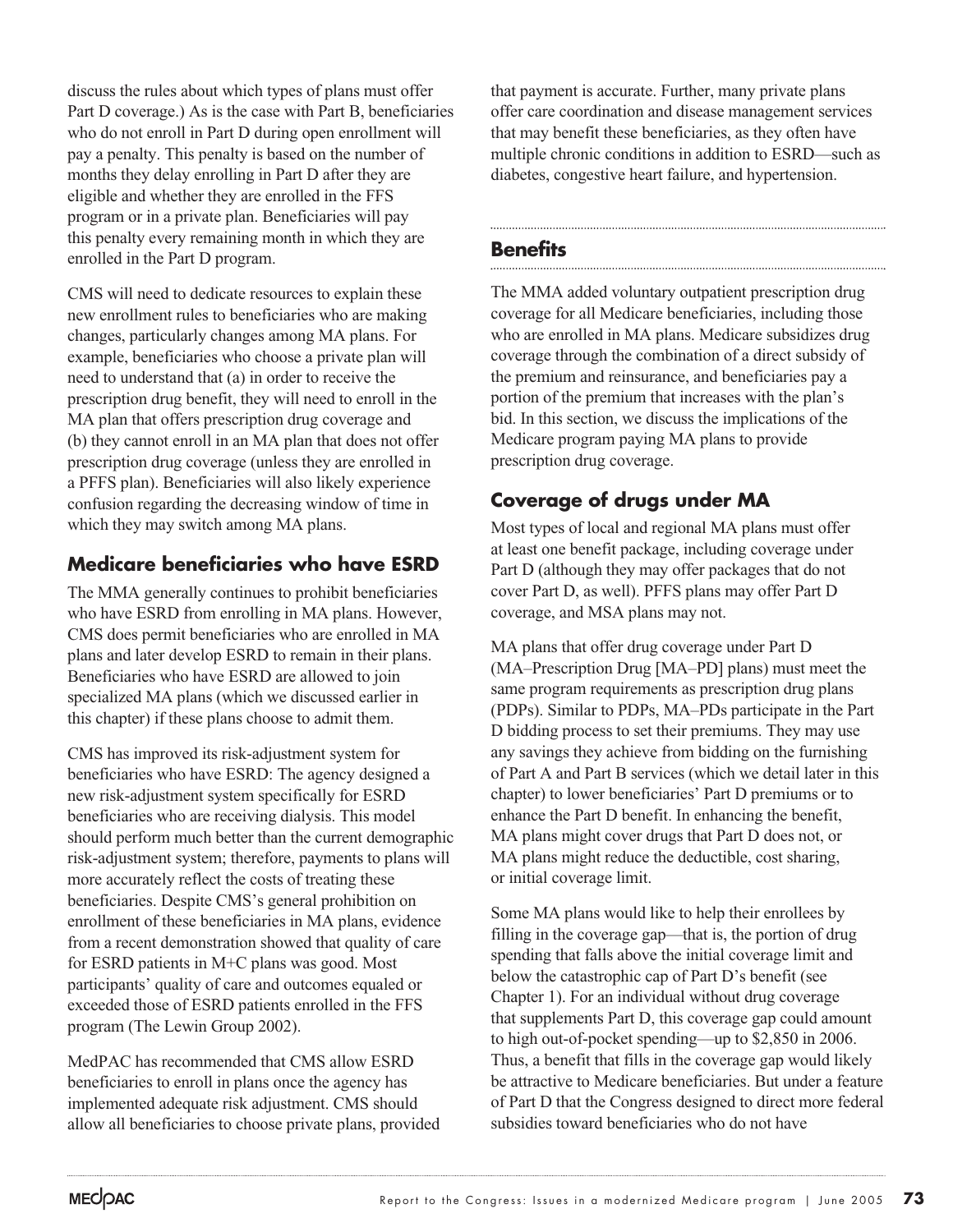discuss the rules about which types of plans must offer Part D coverage.) As is the case with Part B, beneficiaries who do not enroll in Part D during open enrollment will pay a penalty. This penalty is based on the number of months they delay enrolling in Part D after they are eligible and whether they are enrolled in the FFS program or in a private plan. Beneficiaries will pay this penalty every remaining month in which they are enrolled in the Part D program.

CMS will need to dedicate resources to explain these new enrollment rules to beneficiaries who are making changes, particularly changes among MA plans. For example, beneficiaries who choose a private plan will need to understand that (a) in order to receive the prescription drug benefit, they will need to enroll in the MA plan that offers prescription drug coverage and (b) they cannot enroll in an MA plan that does not offer prescription drug coverage (unless they are enrolled in a PFFS plan). Beneficiaries will also likely experience confusion regarding the decreasing window of time in which they may switch among MA plans.

### Medicare beneficiaries who have ESRD

The MMA generally continues to prohibit beneficiaries who have ESRD from enrolling in MA plans. However, CMS does permit beneficiaries who are enrolled in MA plans and later develop ESRD to remain in their plans. Beneficiaries who have ESRD are allowed to join specialized MA plans (which we discussed earlier in this chapter) if these plans choose to admit them.

CMS has improved its risk-adjustment system for beneficiaries who have ESRD: The agency designed a new risk-adjustment system specifically for ESRD beneficiaries who are receiving dialysis. This model should perform much better than the current demographic risk-adjustment system; therefore, payments to plans will more accurately reflect the costs of treating these beneficiaries. Despite CMS's general prohibition on enrollment of these beneficiaries in MA plans, evidence from a recent demonstration showed that quality of care for ESRD patients in M+C plans was good. Most participants' quality of care and outcomes equaled or exceeded those of ESRD patients enrolled in the FFS program (The Lewin Group 2002).

MedPAC has recommended that CMS allow ESRD beneficiaries to enroll in plans once the agency has implemented adequate risk adjustment. CMS should allow all beneficiaries to choose private plans, provided that payment is accurate. Further, many private plans offer care coordination and disease management services that may benefit these beneficiaries, as they often have multiple chronic conditions in addition to ESRD—such as diabetes, congestive heart failure, and hypertension.

## Benefits

The MMA added voluntary outpatient prescription drug coverage for all Medicare beneficiaries, including those who are enrolled in MA plans. Medicare subsidizes drug coverage through the combination of a direct subsidy of the premium and reinsurance, and beneficiaries pay a portion of the premium that increases with the plan's bid. In this section, we discuss the implications of the Medicare program paying MA plans to provide prescription drug coverage.

### Coverage of drugs under MA

Most types of local and regional MA plans must offer at least one benefit package, including coverage under Part D (although they may offer packages that do not cover Part D, as well). PFFS plans may offer Part D coverage, and MSA plans may not.

MA plans that offer drug coverage under Part D (MA–Prescription Drug [MA–PD] plans) must meet the same program requirements as prescription drug plans (PDPs). Similar to PDPs, MA–PDs participate in the Part D bidding process to set their premiums. They may use any savings they achieve from bidding on the furnishing of Part A and Part B services (which we detail later in this chapter) to lower beneficiaries' Part D premiums or to enhance the Part D benefit. In enhancing the benefit, MA plans might cover drugs that Part D does not, or MA plans might reduce the deductible, cost sharing, or initial coverage limit.

Some MA plans would like to help their enrollees by filling in the coverage gap—that is, the portion of drug spending that falls above the initial coverage limit and below the catastrophic cap of Part D's benefit (see Chapter 1). For an individual without drug coverage that supplements Part D, this coverage gap could amount to high out-of-pocket spending—up to $2,850 in 2006. Thus, a benefit that fills in the coverage gap would likely be attractive to Medicare beneficiaries. But under a feature of Part D that the Congress designed to direct more federal subsidies toward beneficiaries who do not have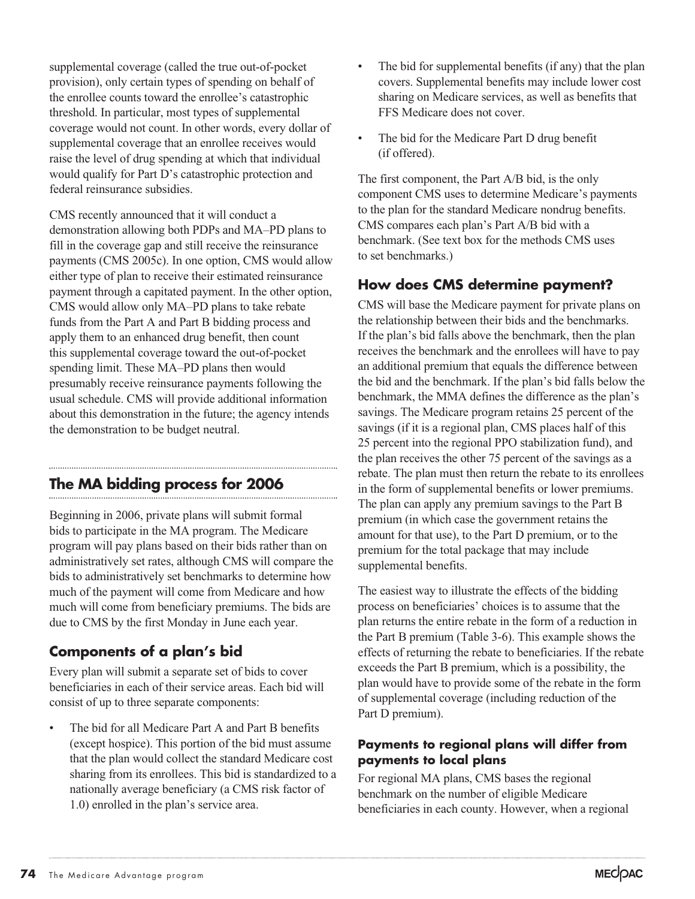supplemental coverage (called the true out-of-pocket provision), only certain types of spending on behalf of the enrollee counts toward the enrollee's catastrophic threshold. In particular, most types of supplemental coverage would not count. In other words, every dollar of supplemental coverage that an enrollee receives would raise the level of drug spending at which that individual would qualify for Part D's catastrophic protection and federal reinsurance subsidies.

CMS recently announced that it will conduct a demonstration allowing both PDPs and MA–PD plans to fill in the coverage gap and still receive the reinsurance payments (CMS 2005c). In one option, CMS would allow either type of plan to receive their estimated reinsurance payment through a capitated payment. In the other option, CMS would allow only MA–PD plans to take rebate funds from the Part A and Part B bidding process and apply them to an enhanced drug benefit, then count this supplemental coverage toward the out-of-pocket spending limit. These MA–PD plans then would presumably receive reinsurance payments following the usual schedule. CMS will provide additional information about this demonstration in the future; the agency intends the demonstration to be budget neutral.

## The MA bidding process for 2006

Beginning in 2006, private plans will submit formal bids to participate in the MA program. The Medicare program will pay plans based on their bids rather than on administratively set rates, although CMS will compare the bids to administratively set benchmarks to determine how much of the payment will come from Medicare and how much will come from beneficiary premiums. The bids are due to CMS by the first Monday in June each year.

### Components of a plan's bid

Every plan will submit a separate set of bids to cover beneficiaries in each of their service areas. Each bid will consist of up to three separate components:

- The bid for all Medicare Part A and Part B benefits (except hospice). This portion of the bid must assume that the plan would collect the standard Medicare cost sharing from its enrollees. This bid is standardized to a nationally average beneficiary (a CMS risk factor of 1.0) enrolled in the plan's service area.
- The bid for supplemental benefits (if any) that the plan covers. Supplemental benefits may include lower cost sharing on Medicare services, as well as benefits that FFS Medicare does not cover.
- The bid for the Medicare Part D drug benefit (if offered).

The first component, the Part A/B bid, is the only component CMS uses to determine Medicare's payments to the plan for the standard Medicare nondrug benefits. CMS compares each plan's Part A/B bid with a benchmark. (See text box for the methods CMS uses to set benchmarks.)

### How does CMS determine payment?

CMS will base the Medicare payment for private plans on the relationship between their bids and the benchmarks. If the plan's bid falls above the benchmark, then the plan receives the benchmark and the enrollees will have to pay an additional premium that equals the difference between the bid and the benchmark. If the plan's bid falls below the benchmark, the MMA defines the difference as the plan's savings. The Medicare program retains 25 percent of the savings (if it is a regional plan, CMS places half of this 25 percent into the regional PPO stabilization fund), and the plan receives the other 75 percent of the savings as a rebate. The plan must then return the rebate to its enrollees in the form of supplemental benefits or lower premiums. The plan can apply any premium savings to the Part B premium (in which case the government retains the amount for that use), to the Part D premium, or to the premium for the total package that may include supplemental benefits.

The easiest way to illustrate the effects of the bidding process on beneficiaries' choices is to assume that the plan returns the entire rebate in the form of a reduction in the Part B premium (Table 3-6). This example shows the effects of returning the rebate to beneficiaries. If the rebate exceeds the Part B premium, which is a possibility, the plan would have to provide some of the rebate in the form of supplemental coverage (including reduction of the Part D premium).

#### Payments to regional plans will differ from payments to local plans

For regional MA plans, CMS bases the regional benchmark on the number of eligible Medicare beneficiaries in each county. However, when a regional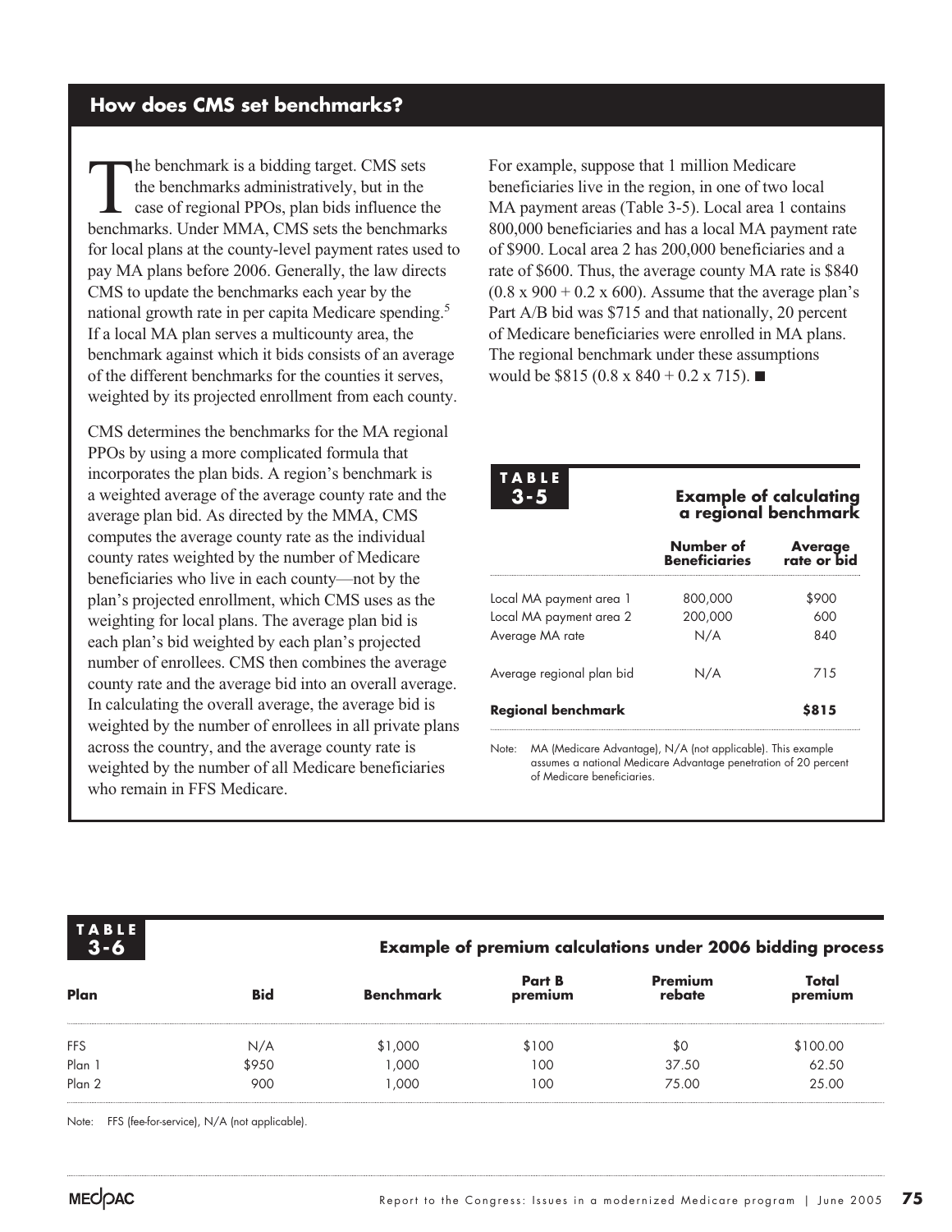## How does CMS set benchmarks?

The benchmark is a bidding target. CMS sets the benchmarks administratively, but in the case of regional PPOs, plan bids influence the benchmarks. Under MMA, CMS sets the benchmarks for local plans at the county-level payment rates used to pay MA plans before 2006. Generally, the law directs CMS to update the benchmarks each year by the national growth rate in per capita Medicare spending.[5] If a local MA plan serves a multicounty area, the benchmark against which it bids consists of an average of the different benchmarks for the counties it serves, weighted by its projected enrollment from each county.

CMS determines the benchmarks for the MA regional PPOs by using a more complicated formula that incorporates the plan bids. A region's benchmark is a weighted average of the average county rate and the average plan bid. As directed by the MMA, CMS computes the average county rate as the individual county rates weighted by the number of Medicare beneficiaries who live in each county—not by the plan's projected enrollment, which CMS uses as the weighting for local plans. The average plan bid is each plan's bid weighted by each plan's projected number of enrollees. CMS then combines the average county rate and the average bid into an overall average. In calculating the overall average, the average bid is weighted by the number of enrollees in all private plans across the country, and the average county rate is weighted by the number of all Medicare beneficiaries who remain in FFS Medicare.

For example, suppose that 1 million Medicare beneficiaries live in the region, in one of two local MA payment areas (Table 3-5). Local area 1 contains 800,000 beneficiaries and has a local MA payment rate of \$900. Local area 2 has 200,000 beneficiaries and a rate of \$600. Thus, the average county MA rate is \$840 ($0.8 \times 900 + 0.2 \times 600$). Assume that the average plan's Part A/B bid was \$715 and that nationally, 20 percent of Medicare beneficiaries were enrolled in MA plans. The regional benchmark under these assumptions would be \$815 ($0.8 \times 840 + 0.2 \times 715$). ■

**TABLE 3-5 Example of calculating a regional benchmark**

| | Number of Beneficiaries | Average rate or bid |
|---|---|---|
| Local MA payment area 1 | 800,000 | \$900 |
| Local MA payment area 2 | 200,000 | 600 |
| Average MA rate | N/A | 840 |
| Average regional plan bid | N/A | 715 |
| **Regional benchmark** | | **\$815** |

Note: MA (Medicare Advantage), N/A (not applicable). This example assumes a national Medicare Advantage penetration of 20 percent of Medicare beneficiaries.

**TABLE 3-6 Example of premium calculations under 2006 bidding process**

| Plan | Bid | Benchmark | Part B premium | Premium rebate | Total premium |
|---|---|---|---|---|---|
| FFS | N/A | \$1,000 | \$100 | \$0 | \$100.00 |
| Plan 1 | \$950 | 1,000 | 100 | 37.50 | 62.50 |
| Plan 2 | 900 | 1,000 | 100 | 75.00 | 25.00 |

Note: FFS (fee-for-service), N/A (not applicable).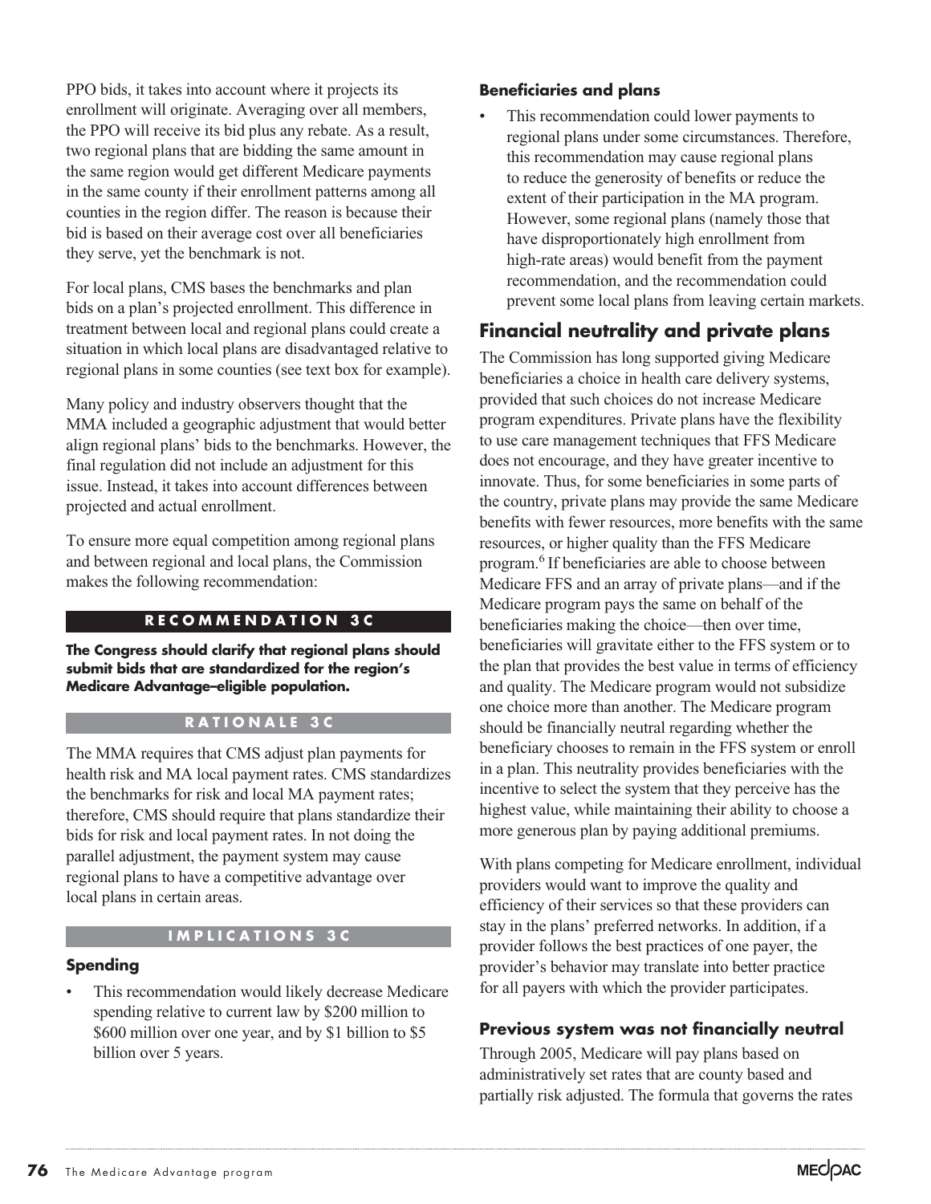PPO bids, it takes into account where it projects its enrollment will originate. Averaging over all members, the PPO will receive its bid plus any rebate. As a result, two regional plans that are bidding the same amount in the same region would get different Medicare payments in the same county if their enrollment patterns among all counties in the region differ. The reason is because their bid is based on their average cost over all beneficiaries they serve, yet the benchmark is not.

For local plans, CMS bases the benchmarks and plan bids on a plan's projected enrollment. This difference in treatment between local and regional plans could create a situation in which local plans are disadvantaged relative to regional plans in some counties (see text box for example).

Many policy and industry observers thought that the MMA included a geographic adjustment that would better align regional plans' bids to the benchmarks. However, the final regulation did not include an adjustment for this issue. Instead, it takes into account differences between projected and actual enrollment.

To ensure more equal competition among regional plans and between regional and local plans, the Commission makes the following recommendation:

**RECOMMENDATION 3C**

**The Congress should clarify that regional plans should submit bids that are standardized for the region's Medicare Advantage–eligible population.**

**RATIONALE 3C**

The MMA requires that CMS adjust plan payments for health risk and MA local payment rates. CMS standardizes the benchmarks for risk and local MA payment rates; therefore, CMS should require that plans standardize their bids for risk and local payment rates. In not doing the parallel adjustment, the payment system may cause regional plans to have a competitive advantage over local plans in certain areas.

**IMPLICATIONS 3C**

#### Spending

- This recommendation would likely decrease Medicare spending relative to current law by $200 million to $600 million over one year, and by $1 billion to $5 billion over 5 years.

#### Beneficiaries and plans

- This recommendation could lower payments to regional plans under some circumstances. Therefore, this recommendation may cause regional plans to reduce the generosity of benefits or reduce the extent of their participation in the MA program. However, some regional plans (namely those that have disproportionately high enrollment from high-rate areas) would benefit from the payment recommendation, and the recommendation could prevent some local plans from leaving certain markets.

## Financial neutrality and private plans

The Commission has long supported giving Medicare beneficiaries a choice in health care delivery systems, provided that such choices do not increase Medicare program expenditures. Private plans have the flexibility to use care management techniques that FFS Medicare does not encourage, and they have greater incentive to innovate. Thus, for some beneficiaries in some parts of the country, private plans may provide the same Medicare benefits with fewer resources, more benefits with the same resources, or higher quality than the FFS Medicare program.[6] If beneficiaries are able to choose between Medicare FFS and an array of private plans—and if the Medicare program pays the same on behalf of the beneficiaries making the choice—then over time, beneficiaries will gravitate either to the FFS system or to the plan that provides the best value in terms of efficiency and quality. The Medicare program would not subsidize one choice more than another. The Medicare program should be financially neutral regarding whether the beneficiary chooses to remain in the FFS system or enroll in a plan. This neutrality provides beneficiaries with the incentive to select the system that they perceive has the highest value, while maintaining their ability to choose a more generous plan by paying additional premiums.

With plans competing for Medicare enrollment, individual providers would want to improve the quality and efficiency of their services so that these providers can stay in the plans' preferred networks. In addition, if a provider follows the best practices of one payer, the provider's behavior may translate into better practice for all payers with which the provider participates.

### Previous system was not financially neutral

Through 2005, Medicare will pay plans based on administratively set rates that are county based and partially risk adjusted. The formula that governs the rates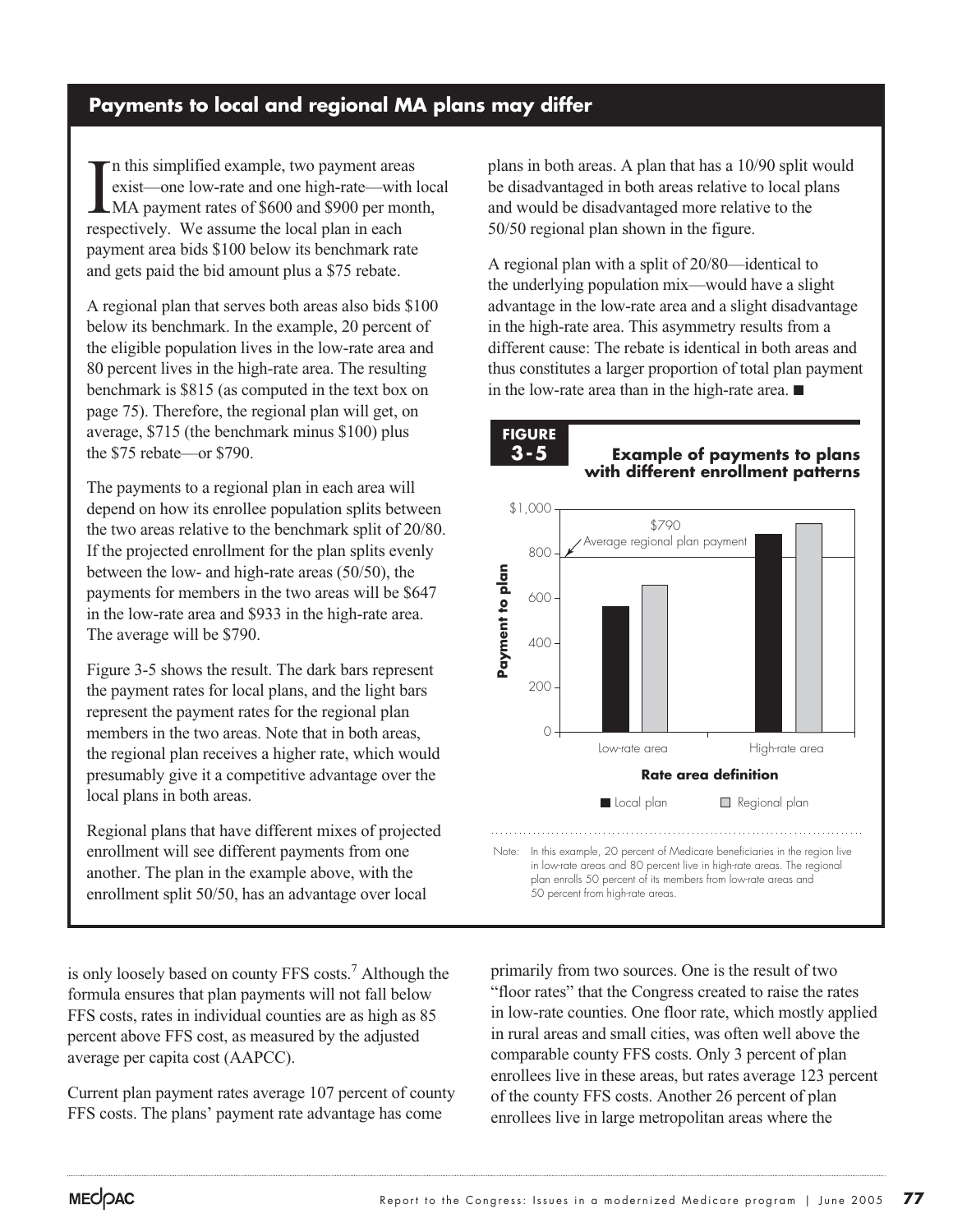## Payments to local and regional MA plans may differ

In this simplified example, two payment areas exist—one low-rate and one high-rate—with local MA payment rates of $600 and $900 per month, respectively. We assume the local plan in each payment area bids $100 below its benchmark rate and gets paid the bid amount plus a $75 rebate.

A regional plan that serves both areas also bids $100 below its benchmark. In the example, 20 percent of the eligible population lives in the low-rate area and 80 percent lives in the high-rate area. The resulting benchmark is $815 (as computed in the text box on page 75). Therefore, the regional plan will get, on average, $715 (the benchmark minus $100) plus the $75 rebate—or $790.

The payments to a regional plan in each area will depend on how its enrollee population splits between the two areas relative to the benchmark split of 20/80. If the projected enrollment for the plan splits evenly between the low- and high-rate areas (50/50), the payments for members in the two areas will be $647 in the low-rate area and $933 in the high-rate area. The average will be $790.

Figure 3-5 shows the result. The dark bars represent the payment rates for local plans, and the light bars represent the payment rates for the regional plan members in the two areas. Note that in both areas, the regional plan receives a higher rate, which would presumably give it a competitive advantage over the local plans in both areas.

Regional plans that have different mixes of projected enrollment will see different payments from one another. The plan in the example above, with the enrollment split 50/50, has an advantage over local plans in both areas. A plan that has a 10/90 split would be disadvantaged in both areas relative to local plans and would be disadvantaged more relative to the 50/50 regional plan shown in the figure.

A regional plan with a split of 20/80—identical to the underlying population mix—would have a slight advantage in the low-rate area and a slight disadvantage in the high-rate area. This asymmetry results from a different cause: The rebate is identical in both areas and thus constitutes a larger proportion of total plan payment in the low-rate area than in the high-rate area. ■

**FIGURE 3-5**

**Example of payments to plans with different enrollment patterns**

Note: In this example, 20 percent of Medicare beneficiaries in the region live in low-rate areas and 80 percent live in high-rate areas. The regional plan enrolls 50 percent of its members from low-rate areas and 50 percent from high-rate areas.

is only loosely based on county FFS costs.[7] Although the formula ensures that plan payments will not fall below FFS costs, rates in individual counties are as high as 85 percent above FFS cost, as measured by the adjusted average per capita cost (AAPCC).

Current plan payment rates average 107 percent of county FFS costs. The plans' payment rate advantage has come primarily from two sources. One is the result of two "floor rates" that the Congress created to raise the rates in low-rate counties. One floor rate, which mostly applied in rural areas and small cities, was often well above the comparable county FFS costs. Only 3 percent of plan enrollees live in these areas, but rates average 123 percent of the county FFS costs. Another 26 percent of plan enrollees live in large metropolitan areas where the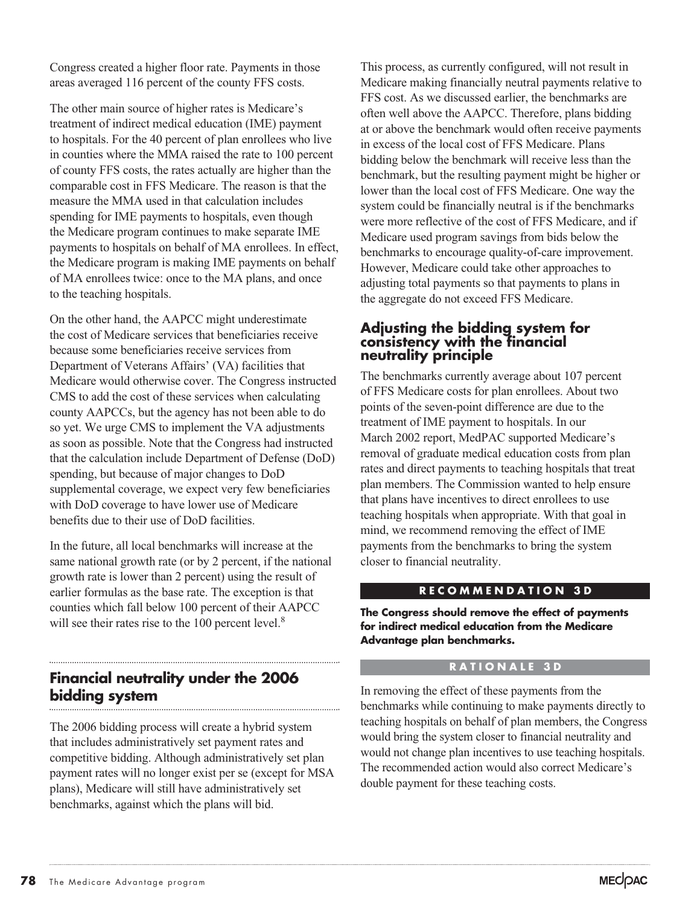Congress created a higher floor rate. Payments in those areas averaged 116 percent of the county FFS costs.

The other main source of higher rates is Medicare's treatment of indirect medical education (IME) payment to hospitals. For the 40 percent of plan enrollees who live in counties where the MMA raised the rate to 100 percent of county FFS costs, the rates actually are higher than the comparable cost in FFS Medicare. The reason is that the measure the MMA used in that calculation includes spending for IME payments to hospitals, even though the Medicare program continues to make separate IME payments to hospitals on behalf of MA enrollees. In effect, the Medicare program is making IME payments on behalf of MA enrollees twice: once to the MA plans, and once to the teaching hospitals.

On the other hand, the AAPCC might underestimate the cost of Medicare services that beneficiaries receive because some beneficiaries receive services from Department of Veterans Affairs' (VA) facilities that Medicare would otherwise cover. The Congress instructed CMS to add the cost of these services when calculating county AAPCCs, but the agency has not been able to do so yet. We urge CMS to implement the VA adjustments as soon as possible. Note that the Congress had instructed that the calculation include Department of Defense (DoD) spending, but because of major changes to DoD supplemental coverage, we expect very few beneficiaries with DoD coverage to have lower use of Medicare benefits due to their use of DoD facilities.

In the future, all local benchmarks will increase at the same national growth rate (or by 2 percent, if the national growth rate is lower than 2 percent) using the result of earlier formulas as the base rate. The exception is that counties which fall below 100 percent of their AAPCC will see their rates rise to the 100 percent level.[8]

## Financial neutrality under the 2006 bidding system

The 2006 bidding process will create a hybrid system that includes administratively set payment rates and competitive bidding. Although administratively set plan payment rates will no longer exist per se (except for MSA plans), Medicare will still have administratively set benchmarks, against which the plans will bid.

This process, as currently configured, will not result in Medicare making financially neutral payments relative to FFS cost. As we discussed earlier, the benchmarks are often well above the AAPCC. Therefore, plans bidding at or above the benchmark would often receive payments in excess of the local cost of FFS Medicare. Plans bidding below the benchmark will receive less than the benchmark, but the resulting payment might be higher or lower than the local cost of FFS Medicare. One way the system could be financially neutral is if the benchmarks were more reflective of the cost of FFS Medicare, and if Medicare used program savings from bids below the benchmarks to encourage quality-of-care improvement. However, Medicare could take other approaches to adjusting total payments so that payments to plans in the aggregate do not exceed FFS Medicare.

### Adjusting the bidding system for consistency with the financial neutrality principle

The benchmarks currently average about 107 percent of FFS Medicare costs for plan enrollees. About two points of the seven-point difference are due to the treatment of IME payment to hospitals. In our March 2002 report, MedPAC supported Medicare's removal of graduate medical education costs from plan rates and direct payments to teaching hospitals that treat plan members. The Commission wanted to help ensure that plans have incentives to direct enrollees to use teaching hospitals when appropriate. With that goal in mind, we recommend removing the effect of IME payments from the benchmarks to bring the system closer to financial neutrality.

**RECOMMENDATION 3D**

**The Congress should remove the effect of payments for indirect medical education from the Medicare Advantage plan benchmarks.**

**RATIONALE 3D**

In removing the effect of these payments from the benchmarks while continuing to make payments directly to teaching hospitals on behalf of plan members, the Congress would bring the system closer to financial neutrality and would not change plan incentives to use teaching hospitals. The recommended action would also correct Medicare's double payment for these teaching costs.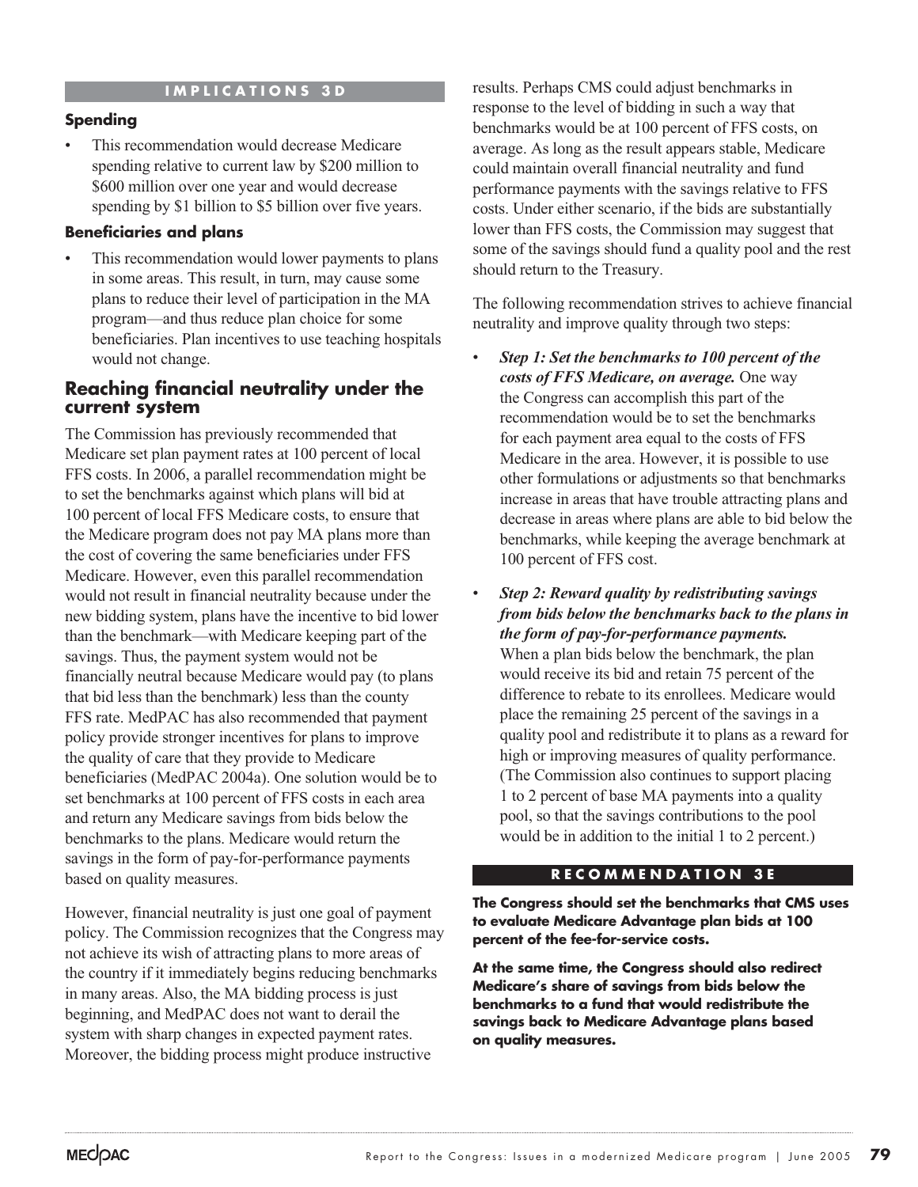**IMPLICATIONS 3D**

**Spending**

- This recommendation would decrease Medicare spending relative to current law by $200 million to $600 million over one year and would decrease spending by $1 billion to $5 billion over five years.

**Beneficiaries and plans**

- This recommendation would lower payments to plans in some areas. This result, in turn, may cause some plans to reduce their level of participation in the MA program—and thus reduce plan choice for some beneficiaries. Plan incentives to use teaching hospitals would not change.

## Reaching financial neutrality under the current system

The Commission has previously recommended that Medicare set plan payment rates at 100 percent of local FFS costs. In 2006, a parallel recommendation might be to set the benchmarks against which plans will bid at 100 percent of local FFS Medicare costs, to ensure that the Medicare program does not pay MA plans more than the cost of covering the same beneficiaries under FFS Medicare. However, even this parallel recommendation would not result in financial neutrality because under the new bidding system, plans have the incentive to bid lower than the benchmark—with Medicare keeping part of the savings. Thus, the payment system would not be financially neutral because Medicare would pay (to plans that bid less than the benchmark) less than the county FFS rate. MedPAC has also recommended that payment policy provide stronger incentives for plans to improve the quality of care that they provide to Medicare beneficiaries (MedPAC 2004a). One solution would be to set benchmarks at 100 percent of FFS costs in each area and return any Medicare savings from bids below the benchmarks to the plans. Medicare would return the savings in the form of pay-for-performance payments based on quality measures.

However, financial neutrality is just one goal of payment policy. The Commission recognizes that the Congress may not achieve its wish of attracting plans to more areas of the country if it immediately begins reducing benchmarks in many areas. Also, the MA bidding process is just beginning, and MedPAC does not want to derail the system with sharp changes in expected payment rates. Moreover, the bidding process might produce instructive results. Perhaps CMS could adjust benchmarks in response to the level of bidding in such a way that benchmarks would be at 100 percent of FFS costs, on average. As long as the result appears stable, Medicare could maintain overall financial neutrality and fund performance payments with the savings relative to FFS costs. Under either scenario, if the bids are substantially lower than FFS costs, the Commission may suggest that some of the savings should fund a quality pool and the rest should return to the Treasury.

The following recommendation strives to achieve financial neutrality and improve quality through two steps:

- ***Step 1: Set the benchmarks to 100 percent of the costs of FFS Medicare, on average.*** One way the Congress can accomplish this part of the recommendation would be to set the benchmarks for each payment area equal to the costs of FFS Medicare in the area. However, it is possible to use other formulations or adjustments so that benchmarks increase in areas that have trouble attracting plans and decrease in areas where plans are able to bid below the benchmarks, while keeping the average benchmark at 100 percent of FFS cost.
- ***Step 2: Reward quality by redistributing savings from bids below the benchmarks back to the plans in the form of pay-for-performance payments.*** When a plan bids below the benchmark, the plan would receive its bid and retain 75 percent of the difference to rebate to its enrollees. Medicare would place the remaining 25 percent of the savings in a quality pool and redistribute it to plans as a reward for high or improving measures of quality performance. (The Commission also continues to support placing 1 to 2 percent of base MA payments into a quality pool, so that the savings contributions to the pool would be in addition to the initial 1 to 2 percent.)

**RECOMMENDATION 3E**

**The Congress should set the benchmarks that CMS uses to evaluate Medicare Advantage plan bids at 100 percent of the fee-for-service costs.**

**At the same time, the Congress should also redirect Medicare's share of savings from bids below the benchmarks to a fund that would redistribute the savings back to Medicare Advantage plans based on quality measures.**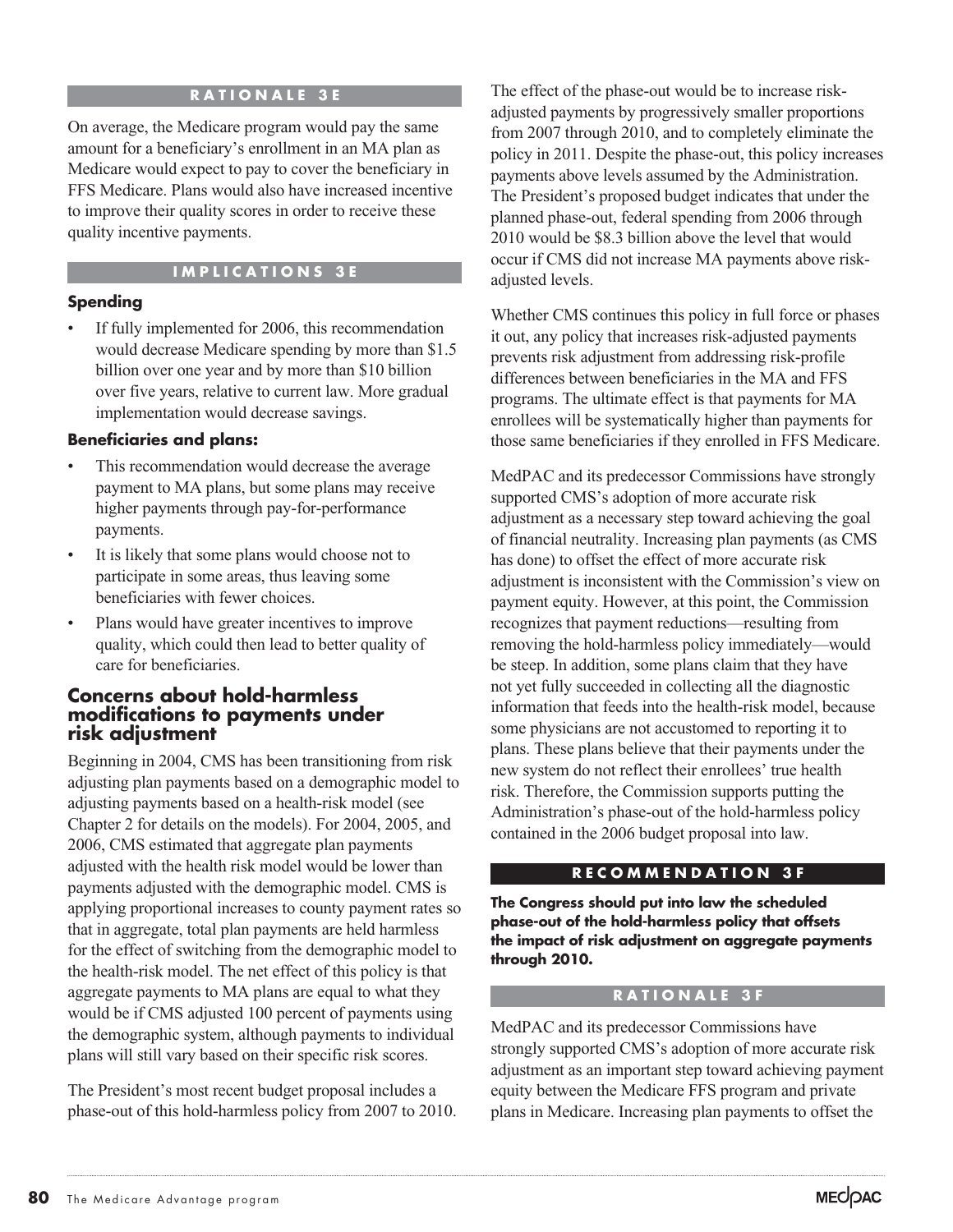#### RATIONALE 3E

On average, the Medicare program would pay the same amount for a beneficiary's enrollment in an MA plan as Medicare would expect to pay to cover the beneficiary in FFS Medicare. Plans would also have increased incentive to improve their quality scores in order to receive these quality incentive payments.

#### IMPLICATIONS 3E

**Spending**

- If fully implemented for 2006, this recommendation would decrease Medicare spending by more than $1.5 billion over one year and by more than $10 billion over five years, relative to current law. More gradual implementation would decrease savings.

**Beneficiaries and plans:**

- This recommendation would decrease the average payment to MA plans, but some plans may receive higher payments through pay-for-performance payments.
- It is likely that some plans would choose not to participate in some areas, thus leaving some beneficiaries with fewer choices.
- Plans would have greater incentives to improve quality, which could then lead to better quality of care for beneficiaries.

## Concerns about hold-harmless modifications to payments under risk adjustment

Beginning in 2004, CMS has been transitioning from risk adjusting plan payments based on a demographic model to adjusting payments based on a health-risk model (see Chapter 2 for details on the models). For 2004, 2005, and 2006, CMS estimated that aggregate plan payments adjusted with the health risk model would be lower than payments adjusted with the demographic model. CMS is applying proportional increases to county payment rates so that in aggregate, total plan payments are held harmless for the effect of switching from the demographic model to the health-risk model. The net effect of this policy is that aggregate payments to MA plans are equal to what they would be if CMS adjusted 100 percent of payments using the demographic system, although payments to individual plans will still vary based on their specific risk scores.

The President's most recent budget proposal includes a phase-out of this hold-harmless policy from 2007 to 2010. The effect of the phase-out would be to increase risk-adjusted payments by progressively smaller proportions from 2007 through 2010, and to completely eliminate the policy in 2011. Despite the phase-out, this policy increases payments above levels assumed by the Administration. The President's proposed budget indicates that under the planned phase-out, federal spending from 2006 through 2010 would be $8.3 billion above the level that would occur if CMS did not increase MA payments above risk-adjusted levels.

Whether CMS continues this policy in full force or phases it out, any policy that increases risk-adjusted payments prevents risk adjustment from addressing risk-profile differences between beneficiaries in the MA and FFS programs. The ultimate effect is that payments for MA enrollees will be systematically higher than payments for those same beneficiaries if they enrolled in FFS Medicare.

MedPAC and its predecessor Commissions have strongly supported CMS's adoption of more accurate risk adjustment as a necessary step toward achieving the goal of financial neutrality. Increasing plan payments (as CMS has done) to offset the effect of more accurate risk adjustment is inconsistent with the Commission's view on payment equity. However, at this point, the Commission recognizes that payment reductions—resulting from removing the hold-harmless policy immediately—would be steep. In addition, some plans claim that they have not yet fully succeeded in collecting all the diagnostic information that feeds into the health-risk model, because some physicians are not accustomed to reporting it to plans. These plans believe that their payments under the new system do not reflect their enrollees' true health risk. Therefore, the Commission supports putting the Administration's phase-out of the hold-harmless policy contained in the 2006 budget proposal into law.

#### RECOMMENDATION 3F

**The Congress should put into law the scheduled phase-out of the hold-harmless policy that offsets the impact of risk adjustment on aggregate payments through 2010.**

#### RATIONALE 3F

MedPAC and its predecessor Commissions have strongly supported CMS's adoption of more accurate risk adjustment as an important step toward achieving payment equity between the Medicare FFS program and private plans in Medicare. Increasing plan payments to offset the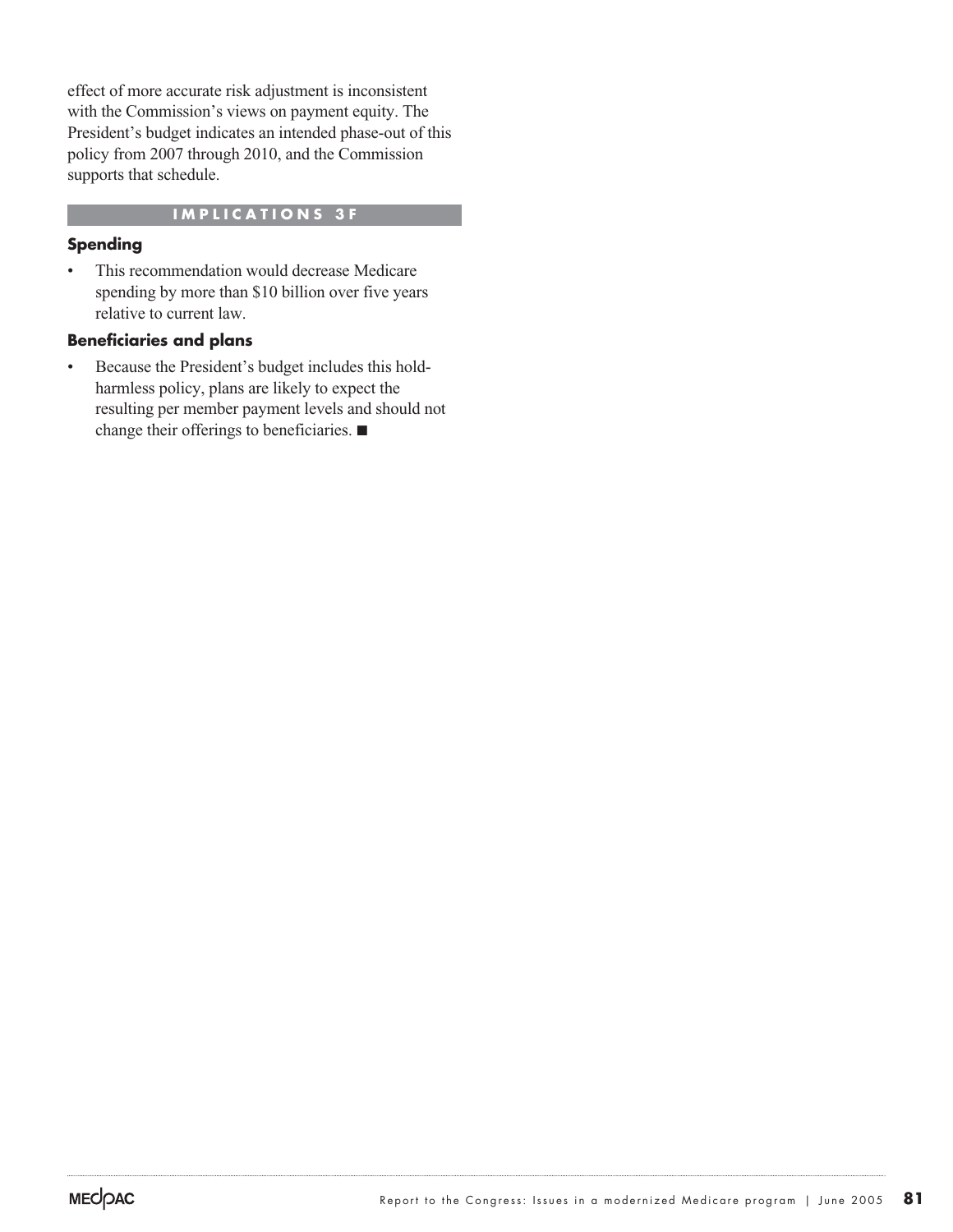effect of more accurate risk adjustment is inconsistent with the Commission's views on payment equity. The President's budget indicates an intended phase-out of this policy from 2007 through 2010, and the Commission supports that schedule.

## IMPLICATIONS 3F

### Spending

- This recommendation would decrease Medicare spending by more than $10 billion over five years relative to current law.

### Beneficiaries and plans

- Because the President's budget includes this hold-harmless policy, plans are likely to expect the resulting per member payment levels and should not change their offerings to beneficiaries. ■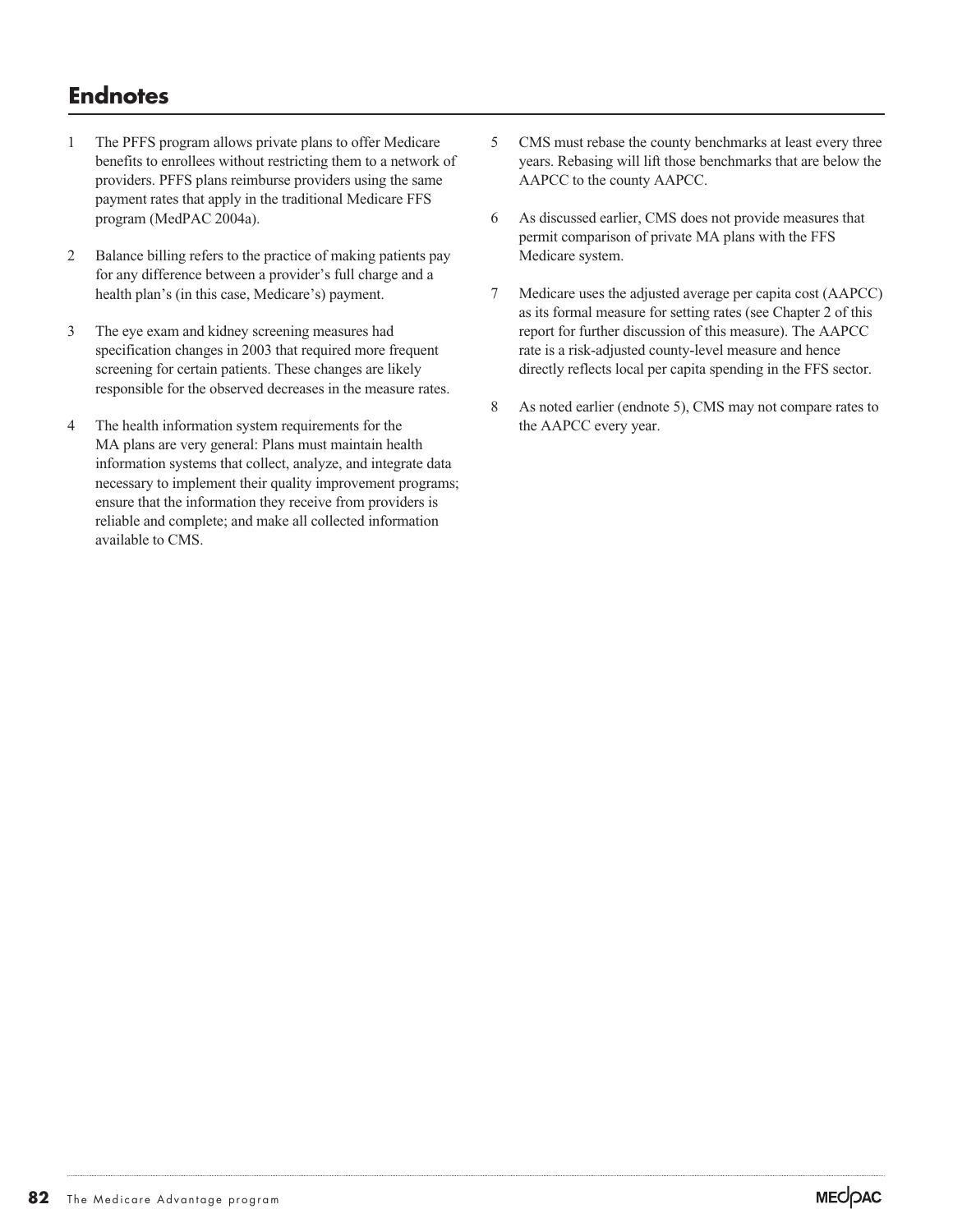## Endnotes

1 The PFFS program allows private plans to offer Medicare benefits to enrollees without restricting them to a network of providers. PFFS plans reimburse providers using the same payment rates that apply in the traditional Medicare FFS program (MedPAC 2004a).

2 Balance billing refers to the practice of making patients pay for any difference between a provider's full charge and a health plan's (in this case, Medicare's) payment.

3 The eye exam and kidney screening measures had specification changes in 2003 that required more frequent screening for certain patients. These changes are likely responsible for the observed decreases in the measure rates.

4 The health information system requirements for the MA plans are very general: Plans must maintain health information systems that collect, analyze, and integrate data necessary to implement their quality improvement programs; ensure that the information they receive from providers is reliable and complete; and make all collected information available to CMS.

5 CMS must rebase the county benchmarks at least every three years. Rebasing will lift those benchmarks that are below the AAPCC to the county AAPCC.

6 As discussed earlier, CMS does not provide measures that permit comparison of private MA plans with the FFS Medicare system.

7 Medicare uses the adjusted average per capita cost (AAPCC) as its formal measure for setting rates (see Chapter 2 of this report for further discussion of this measure). The AAPCC rate is a risk-adjusted county-level measure and hence directly reflects local per capita spending in the FFS sector.

8 As noted earlier (endnote 5), CMS may not compare rates to the AAPCC every year.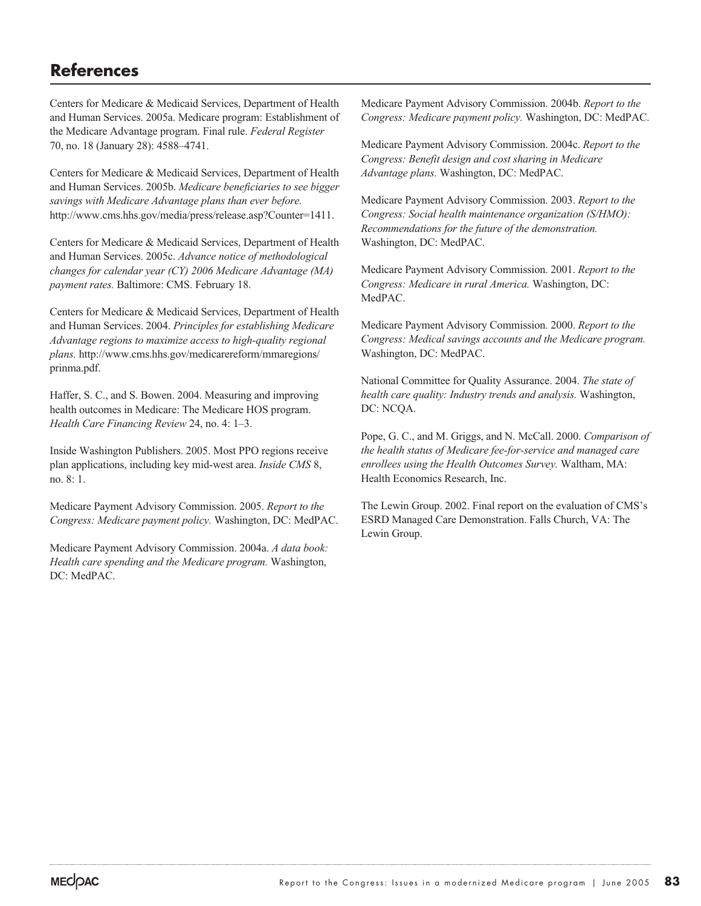## References

Centers for Medicare & Medicaid Services, Department of Health and Human Services. 2005a. Medicare program: Establishment of the Medicare Advantage program. Final rule. *Federal Register* 70, no. 18 (January 28): 4588–4741.

Centers for Medicare & Medicaid Services, Department of Health and Human Services. 2005b. *Medicare beneficiaries to see bigger savings with Medicare Advantage plans than ever before.* http://www.cms.hhs.gov/media/press/release.asp?Counter=1411.

Centers for Medicare & Medicaid Services, Department of Health and Human Services. 2005c. *Advance notice of methodological changes for calendar year (CY) 2006 Medicare Advantage (MA) payment rates.* Baltimore: CMS. February 18.

Centers for Medicare & Medicaid Services, Department of Health and Human Services. 2004. *Principles for establishing Medicare Advantage regions to maximize access to high-quality regional plans.* http://www.cms.hhs.gov/medicarereform/mmaregions/prinma.pdf.

Haffer, S. C., and S. Bowen. 2004. Measuring and improving health outcomes in Medicare: The Medicare HOS program. *Health Care Financing Review* 24, no. 4: 1–3.

Inside Washington Publishers. 2005. Most PPO regions receive plan applications, including key mid-west area. *Inside CMS* 8, no. 8: 1.

Medicare Payment Advisory Commission. 2005. *Report to the Congress: Medicare payment policy.* Washington, DC: MedPAC.

Medicare Payment Advisory Commission. 2004a. *A data book: Health care spending and the Medicare program.* Washington, DC: MedPAC.

Medicare Payment Advisory Commission. 2004b. *Report to the Congress: Medicare payment policy.* Washington, DC: MedPAC.

Medicare Payment Advisory Commission. 2004c. *Report to the Congress: Benefit design and cost sharing in Medicare Advantage plans.* Washington, DC: MedPAC.

Medicare Payment Advisory Commission. 2003. *Report to the Congress: Social health maintenance organization (S/HMO): Recommendations for the future of the demonstration.* Washington, DC: MedPAC.

Medicare Payment Advisory Commission. 2001. *Report to the Congress: Medicare in rural America.* Washington, DC: MedPAC.

Medicare Payment Advisory Commission. 2000. *Report to the Congress: Medical savings accounts and the Medicare program.* Washington, DC: MedPAC.

National Committee for Quality Assurance. 2004. *The state of health care quality: Industry trends and analysis.* Washington, DC: NCQA.

Pope, G. C., and M. Griggs, and N. McCall. 2000. *Comparison of the health status of Medicare fee-for-service and managed care enrollees using the Health Outcomes Survey.* Waltham, MA: Health Economics Research, Inc.

The Lewin Group. 2002. Final report on the evaluation of CMS's ESRD Managed Care Demonstration. Falls Church, VA: The Lewin Group.